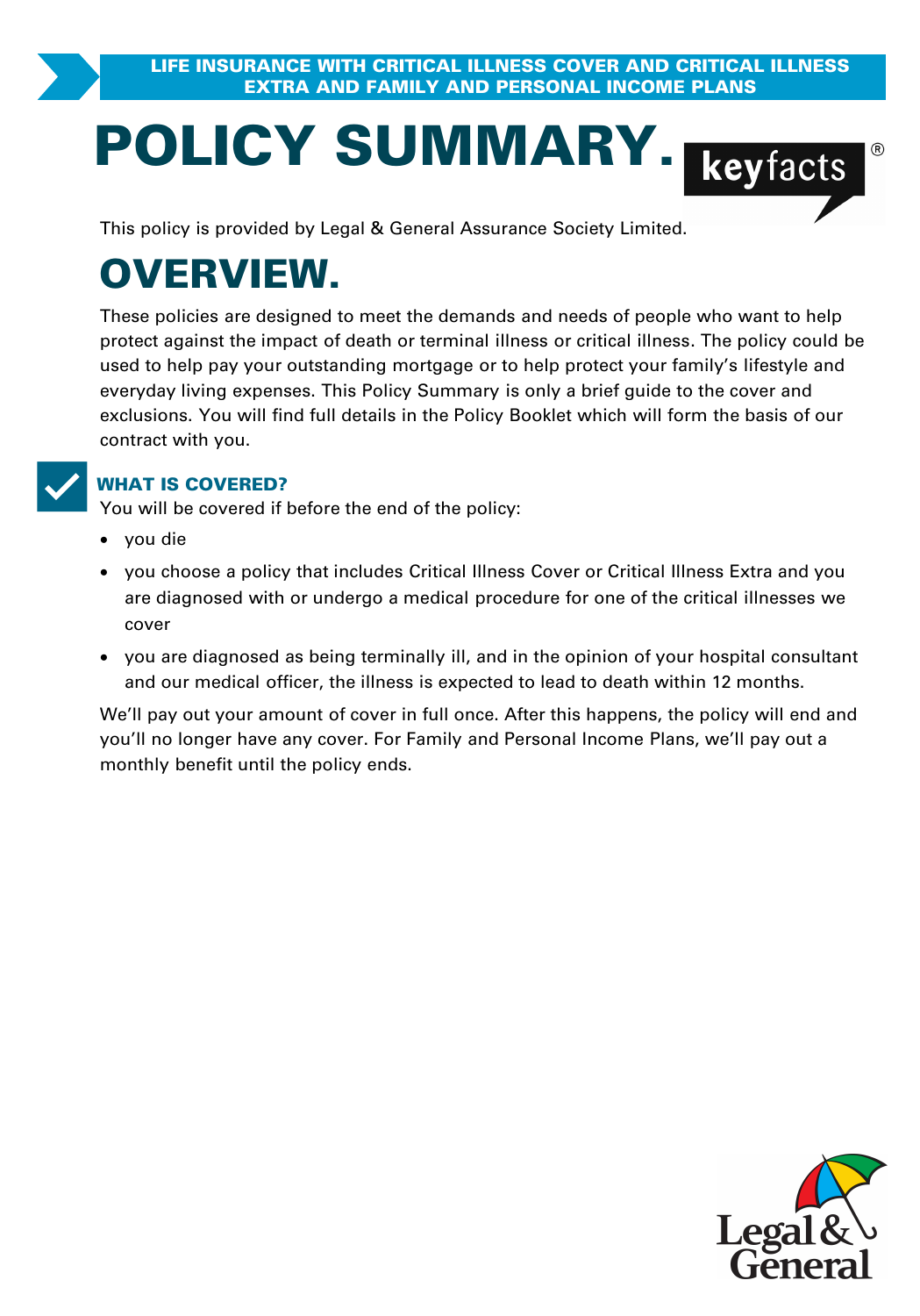LIFE INSURANCE WITH CRITICAL ILLNESS COVER AND CRITICAL ILLNESS EXTRA AND FAMILY AND PERSONAL INCOME PLANS

# POLICY SUMMARY. keyfacts®

This policy is provided by Legal & General Assurance Society Limited.

# OVERVIEW.

These policies are designed to meet the demands and needs of people who want to help protect against the impact of death or terminal illness or critical illness. The policy could be used to help pay your outstanding mortgage or to help protect your family's lifestyle and everyday living expenses. This Policy Summary is only a brief guide to the cover and exclusions. You will find full details in the Policy Booklet which will form the basis of our contract with you.

## WHAT IS COVERED?

You will be covered if before the end of the policy:

- you die
- you choose a policy that includes Critical Illness Cover or Critical Illness Extra and you are diagnosed with or undergo a medical procedure for one of the critical illnesses we cover
- you are diagnosed as being terminally ill, and in the opinion of your hospital consultant and our medical officer, the illness is expected to lead to death within 12 months.

We'll pay out your amount of cover in full once. After this happens, the policy will end and you'll no longer have any cover. For Family and Personal Income Plans, we'll pay out a monthly benefit until the policy ends.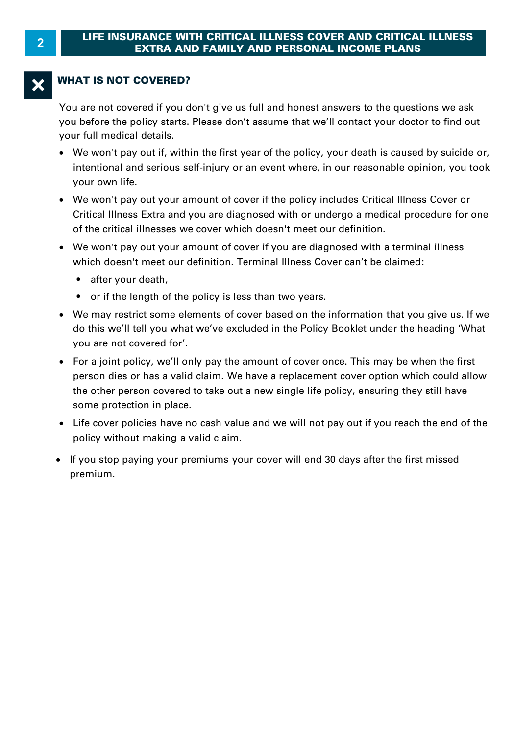## WHAT IS NOT COVERED?

You are not covered if you don't give us full and honest answers to the questions we ask you before the policy starts. Please don't assume that we'll contact your doctor to find out your full medical details.

- We won't pay out if, within the first year of the policy, your death is caused by suicide or, intentional and serious self-injury or an event where, in our reasonable opinion, you took your own life.
- We won't pay out your amount of cover if the policy includes Critical Illness Cover or Critical Illness Extra and you are diagnosed with or undergo a medical procedure for one of the critical illnesses we cover which doesn't meet our definition.
- We won't pay out your amount of cover if you are diagnosed with a terminal illness which doesn't meet our definition. Terminal Illness Cover can't be claimed:
  - after your death,
  - or if the length of the policy is less than two years.
- We may restrict some elements of cover based on the information that you give us. If we do this we'll tell you what we've excluded in the Policy Booklet under the heading 'What you are not covered for'.
- For a joint policy, we'll only pay the amount of cover once. This may be when the first person dies or has a valid claim. We have a replacement cover option which could allow the other person covered to take out a new single life policy, ensuring they still have some protection in place.
- Life cover policies have no cash value and we will not pay out if you reach the end of the policy without making a valid claim.
- If you stop paying your premiums your cover will end 30 days after the first missed premium.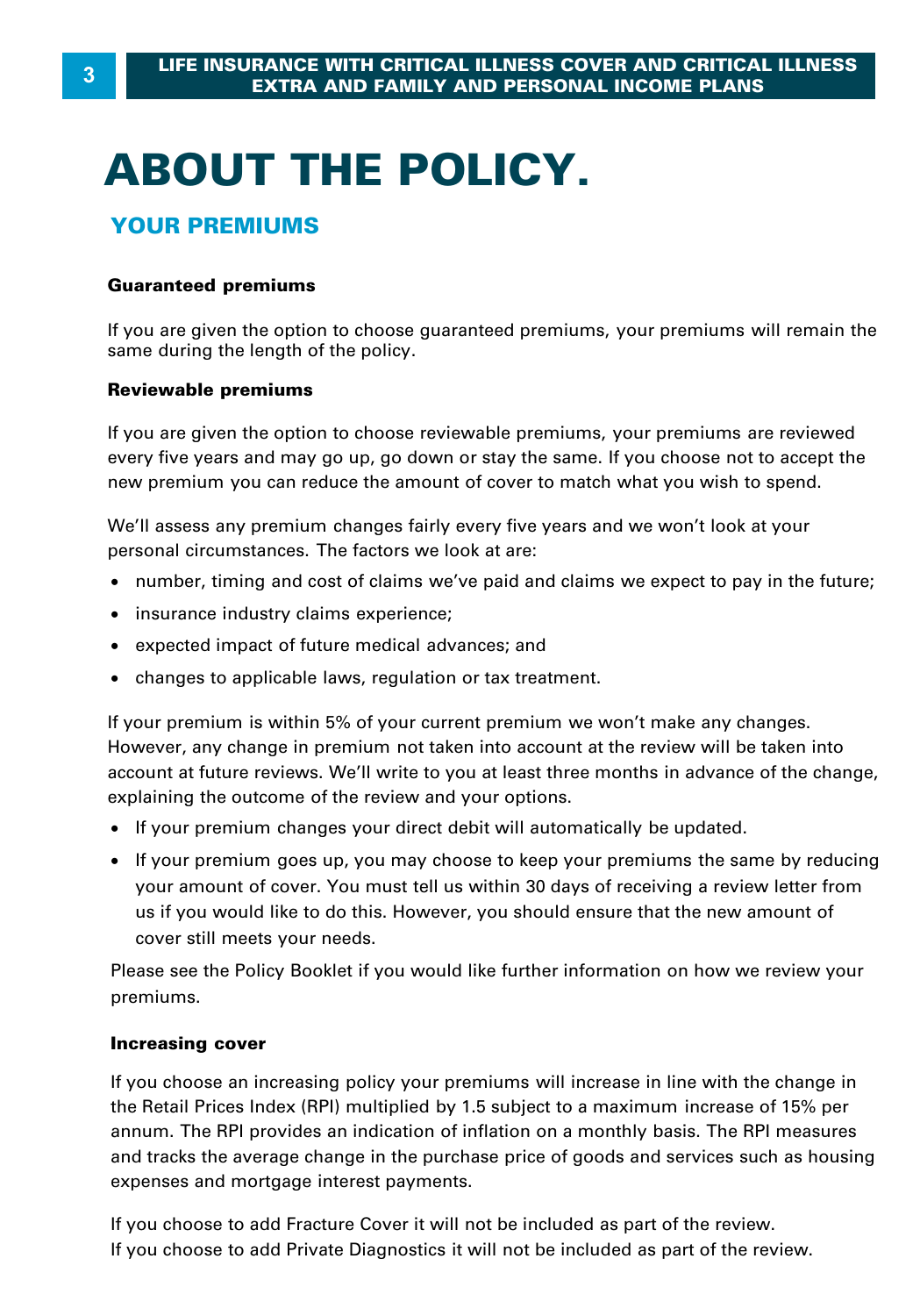# ABOUT THE POLICY.

## YOUR PREMIUMS

**Guaranteed premiums**

If you are given the option to choose guaranteed premiums, your premiums will remain the same during the length of the policy.

**Reviewable premiums**

If you are given the option to choose reviewable premiums, your premiums are reviewed every five years and may go up, go down or stay the same. If you choose not to accept the new premium you can reduce the amount of cover to match what you wish to spend.

We'll assess any premium changes fairly every five years and we won't look at your personal circumstances. The factors we look at are:

- number, timing and cost of claims we've paid and claims we expect to pay in the future;
- insurance industry claims experience;
- expected impact of future medical advances; and
- changes to applicable laws, regulation or tax treatment.

If your premium is within 5% of your current premium we won't make any changes. However, any change in premium not taken into account at the review will be taken into account at future reviews. We'll write to you at least three months in advance of the change, explaining the outcome of the review and your options.

- If your premium changes your direct debit will automatically be updated.
- If your premium goes up, you may choose to keep your premiums the same by reducing your amount of cover. You must tell us within 30 days of receiving a review letter from us if you would like to do this. However, you should ensure that the new amount of cover still meets your needs.

Please see the Policy Booklet if you would like further information on how we review your premiums.

**Increasing cover**

If you choose an increasing policy your premiums will increase in line with the change in the Retail Prices Index (RPI) multiplied by 1.5 subject to a maximum increase of 15% per annum. The RPI provides an indication of inflation on a monthly basis. The RPI measures and tracks the average change in the purchase price of goods and services such as housing expenses and mortgage interest payments.

If you choose to add Fracture Cover it will not be included as part of the review.
If you choose to add Private Diagnostics it will not be included as part of the review.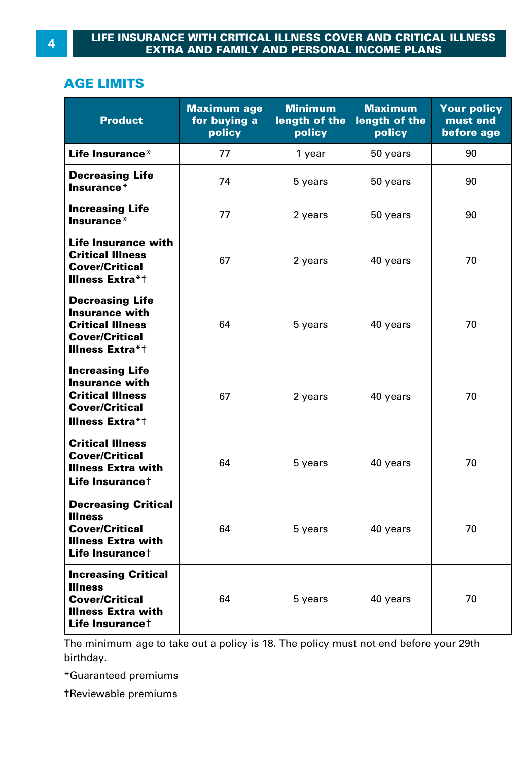## AGE LIMITS

| Product | Maximum age for buying a policy | Minimum length of the policy | Maximum length of the policy | Your policy must end before age |
|---|---|---|---|---|
| **Life Insurance*** | 77 | 1 year | 50 years | 90 |
| **Decreasing Life Insurance*** | 74 | 5 years | 50 years | 90 |
| **Increasing Life Insurance*** | 77 | 2 years | 50 years | 90 |
| **Life Insurance with Critical Illness Cover/Critical Illness Extra*†** | 67 | 2 years | 40 years | 70 |
| **Decreasing Life Insurance with Critical Illness Cover/Critical Illness Extra*†** | 64 | 5 years | 40 years | 70 |
| **Increasing Life Insurance with Critical Illness Cover/Critical Illness Extra*†** | 67 | 2 years | 40 years | 70 |
| **Critical Illness Cover/Critical Illness Extra with Life Insurance†** | 64 | 5 years | 40 years | 70 |
| **Decreasing Critical Illness Cover/Critical Illness Extra with Life Insurance†** | 64 | 5 years | 40 years | 70 |
| **Increasing Critical Illness Cover/Critical Illness Extra with Life Insurance†** | 64 | 5 years | 40 years | 70 |

The minimum age to take out a policy is 18. The policy must not end before your 29th birthday.

*Guaranteed premiums

†Reviewable premiums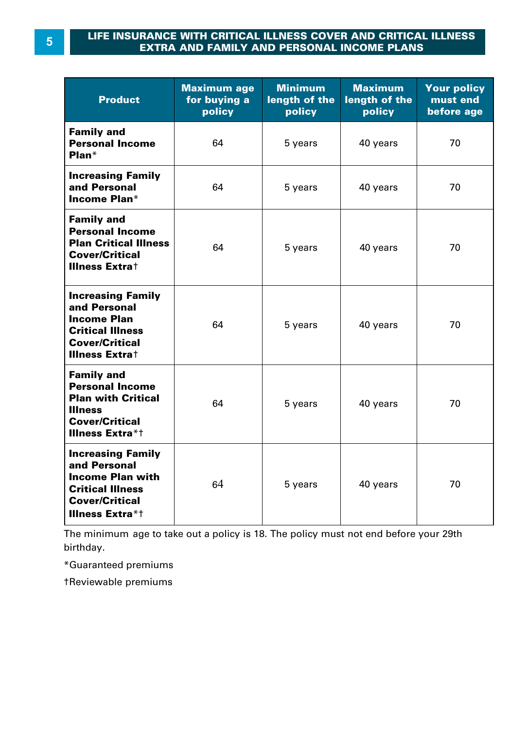## LIFE INSURANCE WITH CRITICAL ILLNESS COVER AND CRITICAL ILLNESS EXTRA AND FAMILY AND PERSONAL INCOME PLANS

| Product | Maximum age for buying a policy | Minimum length of the policy | Maximum length of the policy | Your policy must end before age |
|---|---|---|---|---|
| **Family and Personal Income Plan*** | 64 | 5 years | 40 years | 70 |
| **Increasing Family and Personal Income Plan*** | 64 | 5 years | 40 years | 70 |
| **Family and Personal Income Plan Critical Illness Cover/Critical Illness Extra†** | 64 | 5 years | 40 years | 70 |
| **Increasing Family and Personal Income Plan Critical Illness Cover/Critical Illness Extra†** | 64 | 5 years | 40 years | 70 |
| **Family and Personal Income Plan with Critical Illness Cover/Critical Illness Extra*†** | 64 | 5 years | 40 years | 70 |
| **Increasing Family and Personal Income Plan with Critical Illness Cover/Critical Illness Extra*†** | 64 | 5 years | 40 years | 70 |

The minimum age to take out a policy is 18. The policy must not end before your 29th birthday.

*Guaranteed premiums

†Reviewable premiums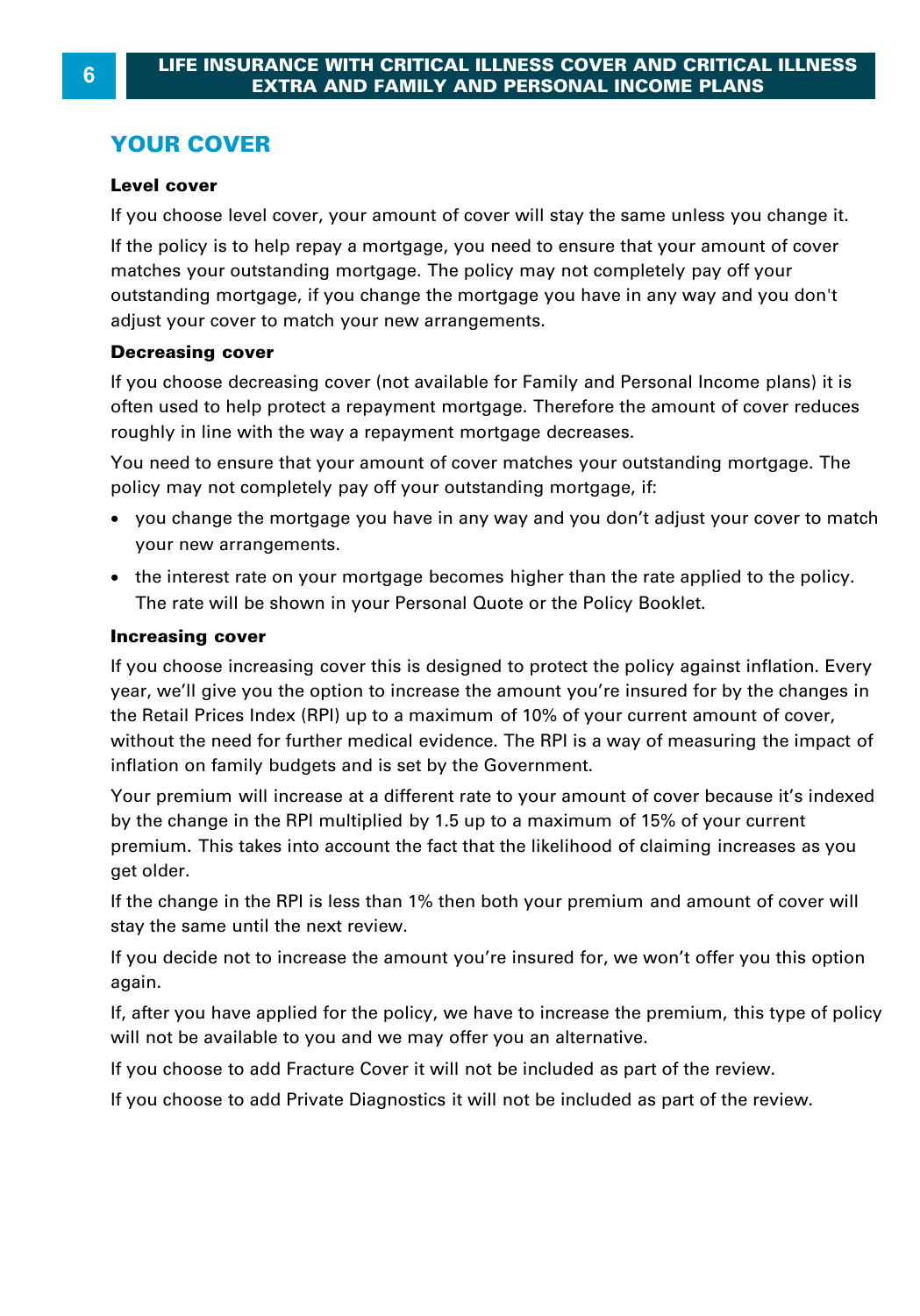## YOUR COVER

### Level cover

If you choose level cover, your amount of cover will stay the same unless you change it.

If the policy is to help repay a mortgage, you need to ensure that your amount of cover matches your outstanding mortgage. The policy may not completely pay off your outstanding mortgage, if you change the mortgage you have in any way and you don't adjust your cover to match your new arrangements.

### Decreasing cover

If you choose decreasing cover (not available for Family and Personal Income plans) it is often used to help protect a repayment mortgage. Therefore the amount of cover reduces roughly in line with the way a repayment mortgage decreases.

You need to ensure that your amount of cover matches your outstanding mortgage. The policy may not completely pay off your outstanding mortgage, if:

- you change the mortgage you have in any way and you don't adjust your cover to match your new arrangements.
- the interest rate on your mortgage becomes higher than the rate applied to the policy. The rate will be shown in your Personal Quote or the Policy Booklet.

### Increasing cover

If you choose increasing cover this is designed to protect the policy against inflation. Every year, we'll give you the option to increase the amount you're insured for by the changes in the Retail Prices Index (RPI) up to a maximum of 10% of your current amount of cover, without the need for further medical evidence. The RPI is a way of measuring the impact of inflation on family budgets and is set by the Government.

Your premium will increase at a different rate to your amount of cover because it's indexed by the change in the RPI multiplied by 1.5 up to a maximum of 15% of your current premium. This takes into account the fact that the likelihood of claiming increases as you get older.

If the change in the RPI is less than 1% then both your premium and amount of cover will stay the same until the next review.

If you decide not to increase the amount you're insured for, we won't offer you this option again.

If, after you have applied for the policy, we have to increase the premium, this type of policy will not be available to you and we may offer you an alternative.

If you choose to add Fracture Cover it will not be included as part of the review.

If you choose to add Private Diagnostics it will not be included as part of the review.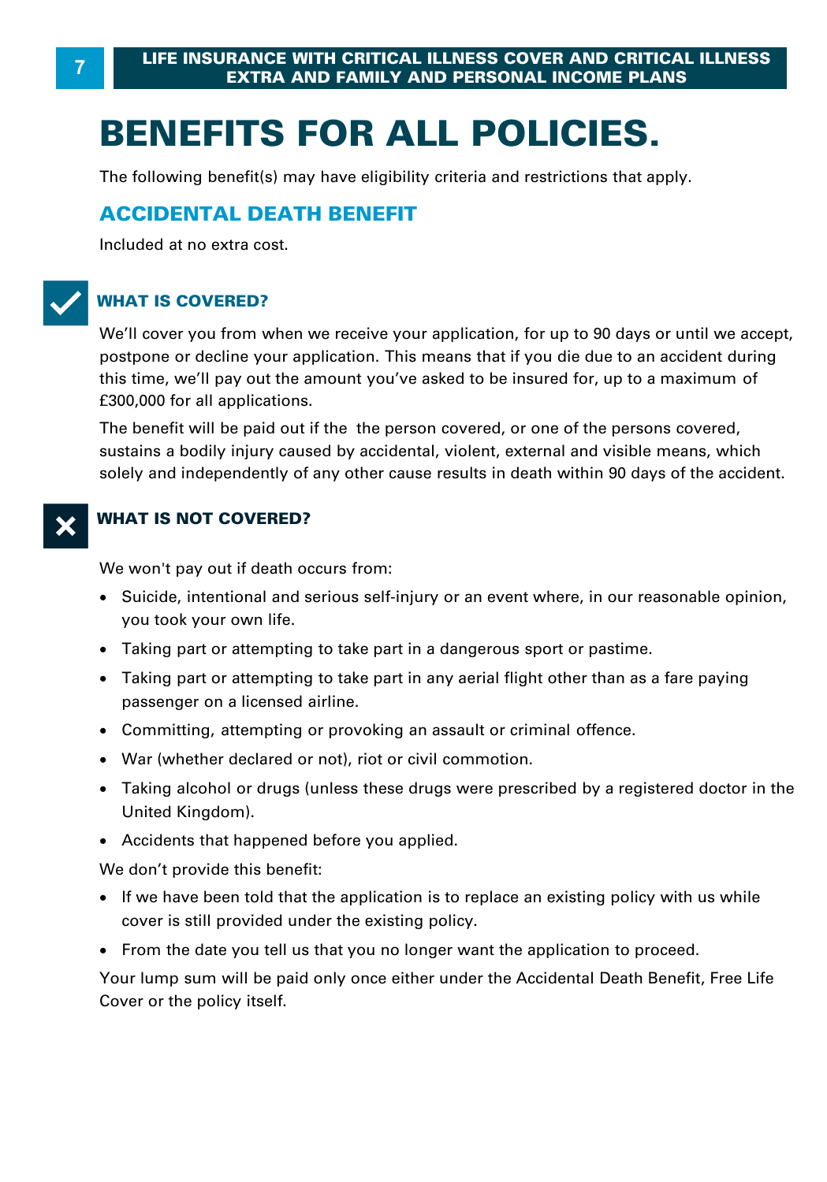# BENEFITS FOR ALL POLICIES.

The following benefit(s) may have eligibility criteria and restrictions that apply.

## ACCIDENTAL DEATH BENEFIT

Included at no extra cost.

### WHAT IS COVERED?

We'll cover you from when we receive your application, for up to 90 days or until we accept, postpone or decline your application. This means that if you die due to an accident during this time, we'll pay out the amount you've asked to be insured for, up to a maximum of £300,000 for all applications.

The benefit will be paid out if the  the person covered, or one of the persons covered, sustains a bodily injury caused by accidental, violent, external and visible means, which solely and independently of any other cause results in death within 90 days of the accident.

### WHAT IS NOT COVERED?

We won't pay out if death occurs from:

- Suicide, intentional and serious self-injury or an event where, in our reasonable opinion, you took your own life.
- Taking part or attempting to take part in a dangerous sport or pastime.
- Taking part or attempting to take part in any aerial flight other than as a fare paying passenger on a licensed airline.
- Committing, attempting or provoking an assault or criminal offence.
- War (whether declared or not), riot or civil commotion.
- Taking alcohol or drugs (unless these drugs were prescribed by a registered doctor in the United Kingdom).
- Accidents that happened before you applied.

We don't provide this benefit:

- If we have been told that the application is to replace an existing policy with us while cover is still provided under the existing policy.
- From the date you tell us that you no longer want the application to proceed.

Your lump sum will be paid only once either under the Accidental Death Benefit, Free Life Cover or the policy itself.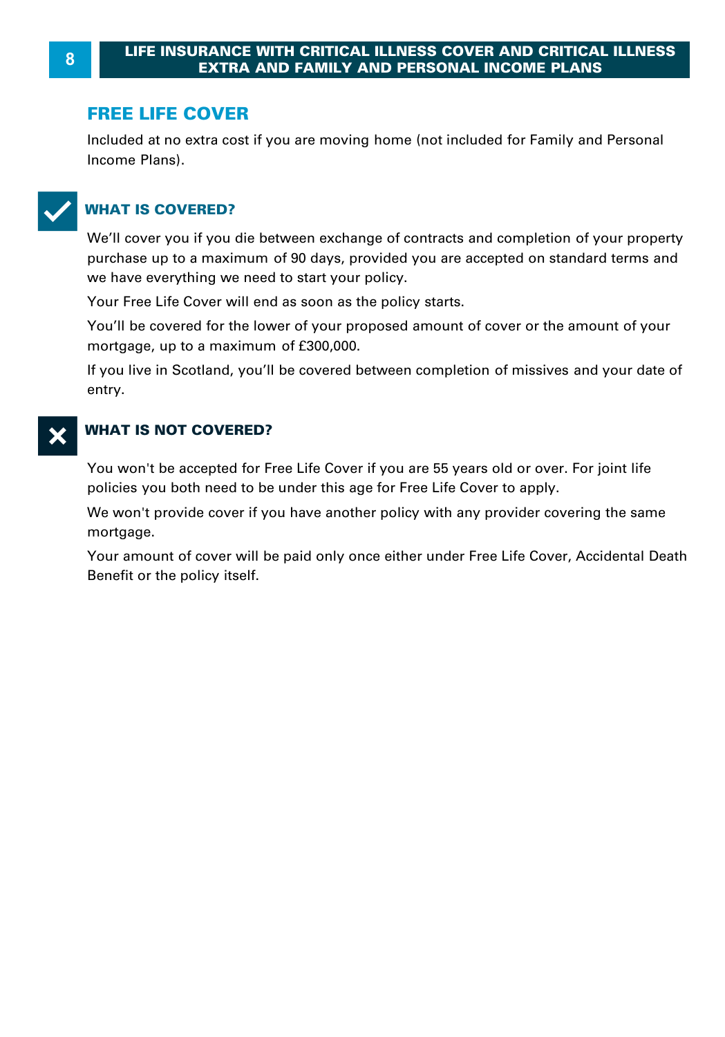## FREE LIFE COVER

Included at no extra cost if you are moving home (not included for Family and Personal Income Plans).

### WHAT IS COVERED?

We'll cover you if you die between exchange of contracts and completion of your property purchase up to a maximum of 90 days, provided you are accepted on standard terms and we have everything we need to start your policy.

Your Free Life Cover will end as soon as the policy starts.

You'll be covered for the lower of your proposed amount of cover or the amount of your mortgage, up to a maximum of £300,000.

If you live in Scotland, you'll be covered between completion of missives and your date of entry.

### WHAT IS NOT COVERED?

You won't be accepted for Free Life Cover if you are 55 years old or over. For joint life policies you both need to be under this age for Free Life Cover to apply.

We won't provide cover if you have another policy with any provider covering the same mortgage.

Your amount of cover will be paid only once either under Free Life Cover, Accidental Death Benefit or the policy itself.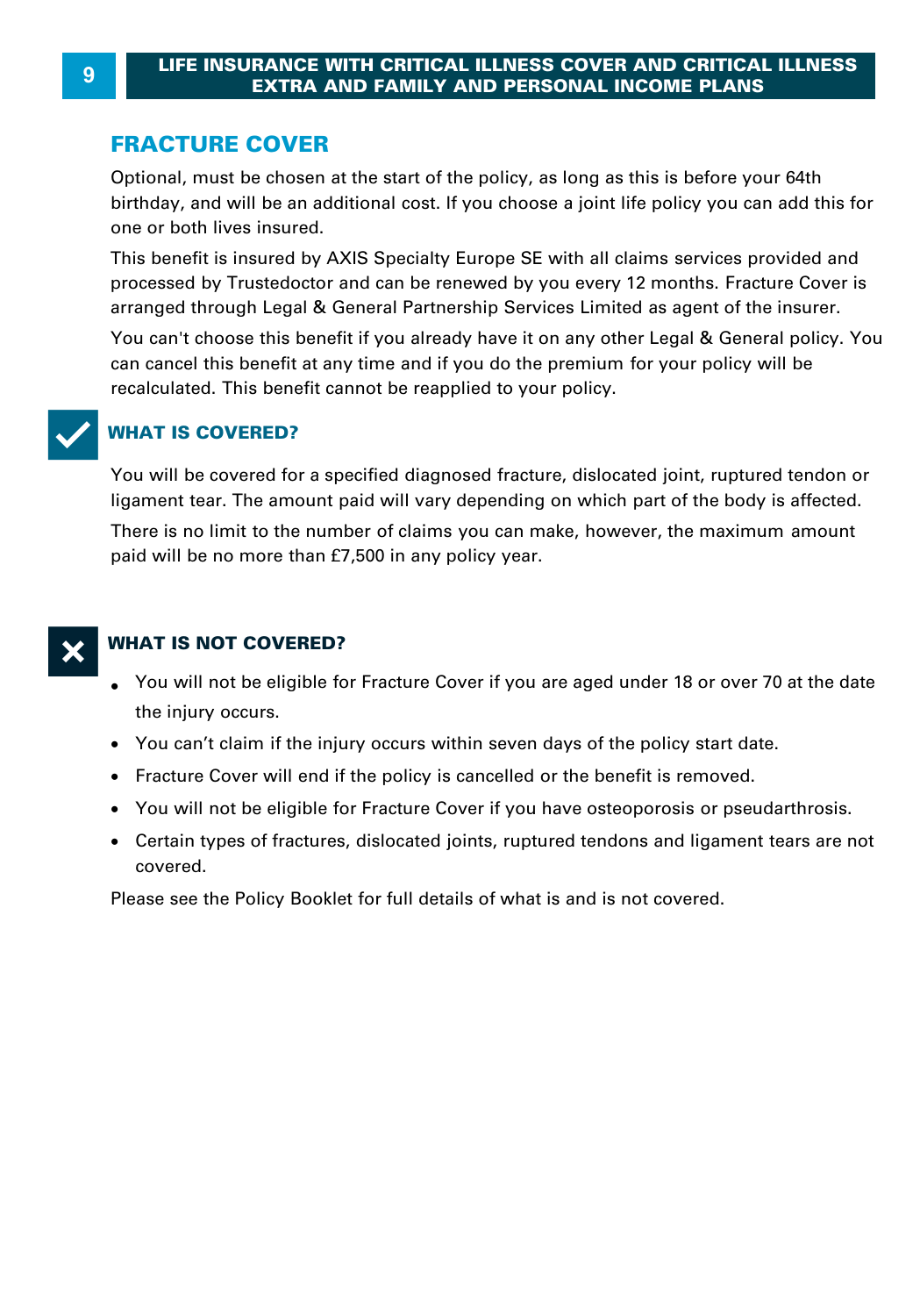## FRACTURE COVER

Optional, must be chosen at the start of the policy, as long as this is before your 64th birthday, and will be an additional cost. If you choose a joint life policy you can add this for one or both lives insured.

This benefit is insured by AXIS Specialty Europe SE with all claims services provided and processed by Trustedoctor and can be renewed by you every 12 months. Fracture Cover is arranged through Legal & General Partnership Services Limited as agent of the insurer.

You can't choose this benefit if you already have it on any other Legal & General policy. You can cancel this benefit at any time and if you do the premium for your policy will be recalculated. This benefit cannot be reapplied to your policy.

### WHAT IS COVERED?

You will be covered for a specified diagnosed fracture, dislocated joint, ruptured tendon or ligament tear. The amount paid will vary depending on which part of the body is affected.

There is no limit to the number of claims you can make, however, the maximum amount paid will be no more than £7,500 in any policy year.

### WHAT IS NOT COVERED?

- You will not be eligible for Fracture Cover if you are aged under 18 or over 70 at the date the injury occurs.
- You can't claim if the injury occurs within seven days of the policy start date.
- Fracture Cover will end if the policy is cancelled or the benefit is removed.
- You will not be eligible for Fracture Cover if you have osteoporosis or pseudarthrosis.
- Certain types of fractures, dislocated joints, ruptured tendons and ligament tears are not covered.

Please see the Policy Booklet for full details of what is and is not covered.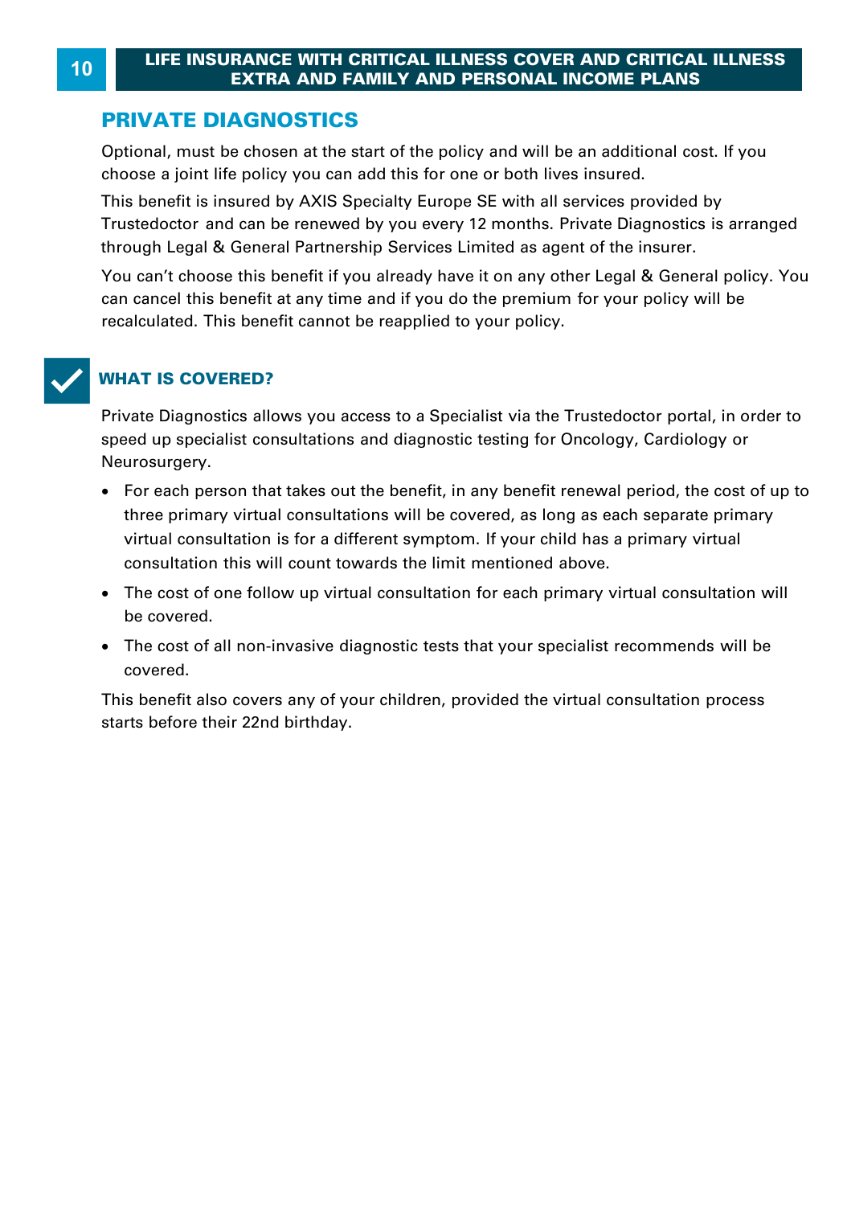## PRIVATE DIAGNOSTICS

Optional, must be chosen at the start of the policy and will be an additional cost. If you choose a joint life policy you can add this for one or both lives insured.

This benefit is insured by AXIS Specialty Europe SE with all services provided by Trustedoctor and can be renewed by you every 12 months. Private Diagnostics is arranged through Legal & General Partnership Services Limited as agent of the insurer.

You can't choose this benefit if you already have it on any other Legal & General policy. You can cancel this benefit at any time and if you do the premium for your policy will be recalculated. This benefit cannot be reapplied to your policy.

### WHAT IS COVERED?

Private Diagnostics allows you access to a Specialist via the Trustedoctor portal, in order to speed up specialist consultations and diagnostic testing for Oncology, Cardiology or Neurosurgery.

- For each person that takes out the benefit, in any benefit renewal period, the cost of up to three primary virtual consultations will be covered, as long as each separate primary virtual consultation is for a different symptom. If your child has a primary virtual consultation this will count towards the limit mentioned above.
- The cost of one follow up virtual consultation for each primary virtual consultation will be covered.
- The cost of all non-invasive diagnostic tests that your specialist recommends will be covered.

This benefit also covers any of your children, provided the virtual consultation process starts before their 22nd birthday.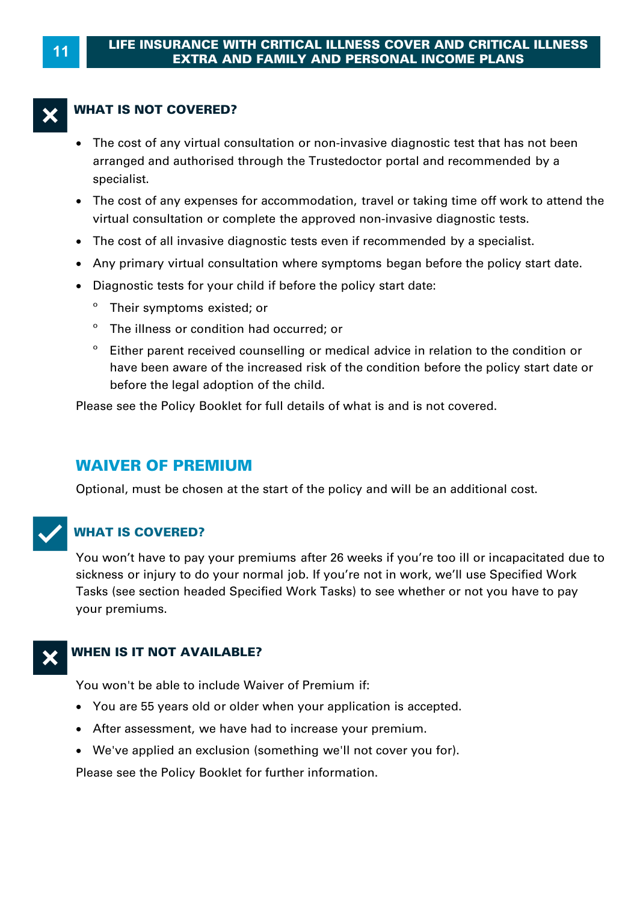### WHAT IS NOT COVERED?

- The cost of any virtual consultation or non-invasive diagnostic test that has not been arranged and authorised through the Trustedoctor portal and recommended by a specialist.
- The cost of any expenses for accommodation, travel or taking time off work to attend the virtual consultation or complete the approved non-invasive diagnostic tests.
- The cost of all invasive diagnostic tests even if recommended by a specialist.
- Any primary virtual consultation where symptoms began before the policy start date.
- Diagnostic tests for your child if before the policy start date:
  - Their symptoms existed; or
  - The illness or condition had occurred; or
  - Either parent received counselling or medical advice in relation to the condition or have been aware of the increased risk of the condition before the policy start date or before the legal adoption of the child.

Please see the Policy Booklet for full details of what is and is not covered.

## WAIVER OF PREMIUM

Optional, must be chosen at the start of the policy and will be an additional cost.

### WHAT IS COVERED?

You won't have to pay your premiums after 26 weeks if you're too ill or incapacitated due to sickness or injury to do your normal job. If you're not in work, we'll use Specified Work Tasks (see section headed Specified Work Tasks) to see whether or not you have to pay your premiums.

### WHEN IS IT NOT AVAILABLE?

You won't be able to include Waiver of Premium if:

- You are 55 years old or older when your application is accepted.
- After assessment, we have had to increase your premium.
- We've applied an exclusion (something we'll not cover you for).

Please see the Policy Booklet for further information.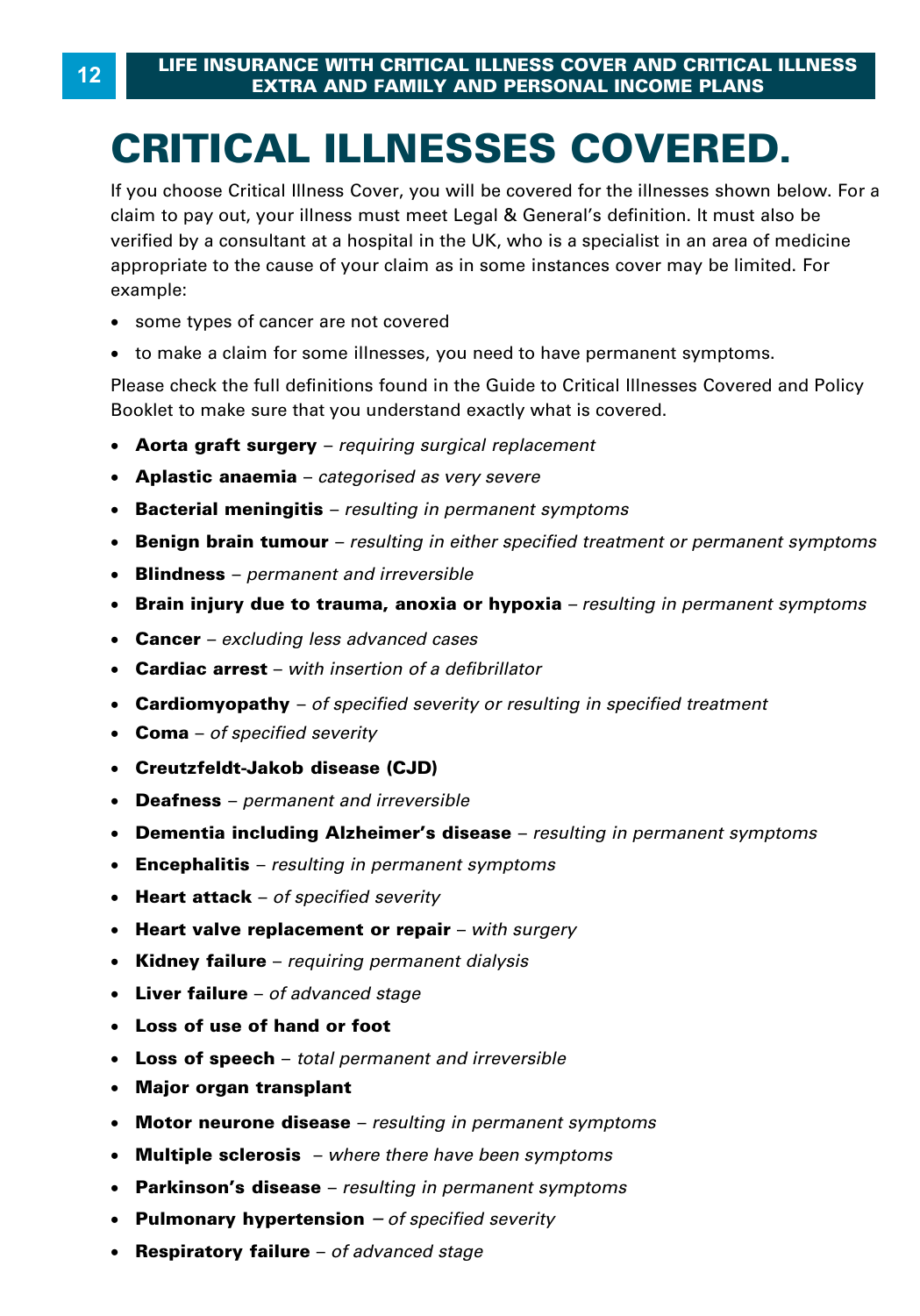# CRITICAL ILLNESSES COVERED.

If you choose Critical Illness Cover, you will be covered for the illnesses shown below. For a claim to pay out, your illness must meet Legal & General's definition. It must also be verified by a consultant at a hospital in the UK, who is a specialist in an area of medicine appropriate to the cause of your claim as in some instances cover may be limited. For example:

- some types of cancer are not covered
- to make a claim for some illnesses, you need to have permanent symptoms.

Please check the full definitions found in the Guide to Critical Illnesses Covered and Policy Booklet to make sure that you understand exactly what is covered.

- **Aorta graft surgery** – *requiring surgical replacement*
- **Aplastic anaemia** – *categorised as very severe*
- **Bacterial meningitis** – *resulting in permanent symptoms*
- **Benign brain tumour** – *resulting in either specified treatment or permanent symptoms*
- **Blindness** – *permanent and irreversible*
- **Brain injury due to trauma, anoxia or hypoxia** – *resulting in permanent symptoms*
- **Cancer** – *excluding less advanced cases*
- **Cardiac arrest** – *with insertion of a defibrillator*
- **Cardiomyopathy** – *of specified severity or resulting in specified treatment*
- **Coma** – *of specified severity*
- **Creutzfeldt-Jakob disease (CJD)**
- **Deafness** – *permanent and irreversible*
- **Dementia including Alzheimer's disease** – *resulting in permanent symptoms*
- **Encephalitis** – *resulting in permanent symptoms*
- **Heart attack** – *of specified severity*
- **Heart valve replacement or repair** – *with surgery*
- **Kidney failure** – *requiring permanent dialysis*
- **Liver failure** – *of advanced stage*
- **Loss of use of hand or foot**
- **Loss of speech** – *total permanent and irreversible*
- **Major organ transplant**
- **Motor neurone disease** – *resulting in permanent symptoms*
- **Multiple sclerosis** – *where there have been symptoms*
- **Parkinson's disease** – *resulting in permanent symptoms*
- **Pulmonary hypertension** – *of specified severity*
- **Respiratory failure** – *of advanced stage*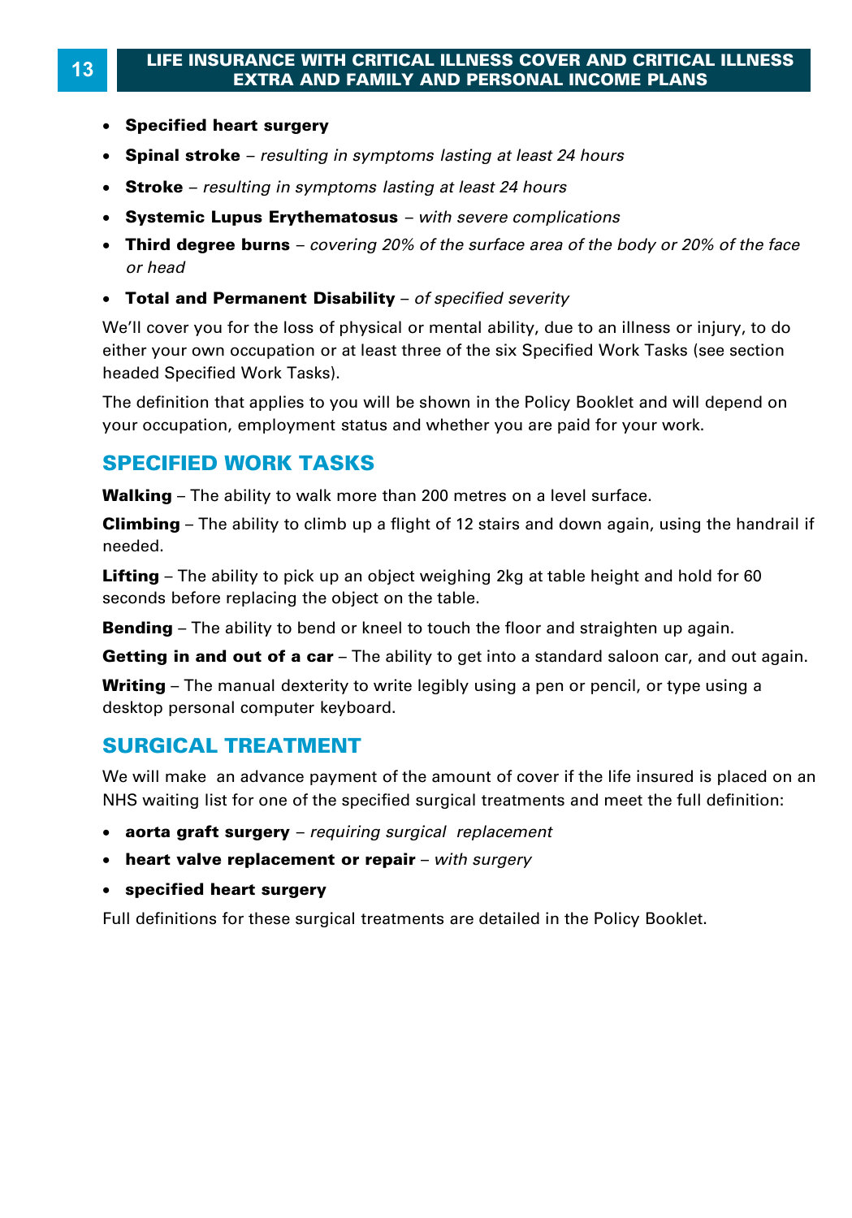- **Specified heart surgery**
- **Spinal stroke** – *resulting in symptoms lasting at least 24 hours*
- **Stroke** – *resulting in symptoms lasting at least 24 hours*
- **Systemic Lupus Erythematosus** – *with severe complications*
- **Third degree burns** – *covering 20% of the surface area of the body or 20% of the face or head*
- **Total and Permanent Disability** – *of specified severity*

We'll cover you for the loss of physical or mental ability, due to an illness or injury, to do either your own occupation or at least three of the six Specified Work Tasks (see section headed Specified Work Tasks).

The definition that applies to you will be shown in the Policy Booklet and will depend on your occupation, employment status and whether you are paid for your work.

## SPECIFIED WORK TASKS

**Walking** – The ability to walk more than 200 metres on a level surface.

**Climbing** – The ability to climb up a flight of 12 stairs and down again, using the handrail if needed.

**Lifting** – The ability to pick up an object weighing 2kg at table height and hold for 60 seconds before replacing the object on the table.

**Bending** – The ability to bend or kneel to touch the floor and straighten up again.

**Getting in and out of a car** – The ability to get into a standard saloon car, and out again.

**Writing** – The manual dexterity to write legibly using a pen or pencil, or type using a desktop personal computer keyboard.

## SURGICAL TREATMENT

We will make an advance payment of the amount of cover if the life insured is placed on an NHS waiting list for one of the specified surgical treatments and meet the full definition:

- **aorta graft surgery** – *requiring surgical replacement*
- **heart valve replacement or repair** – *with surgery*
- **specified heart surgery**

Full definitions for these surgical treatments are detailed in the Policy Booklet.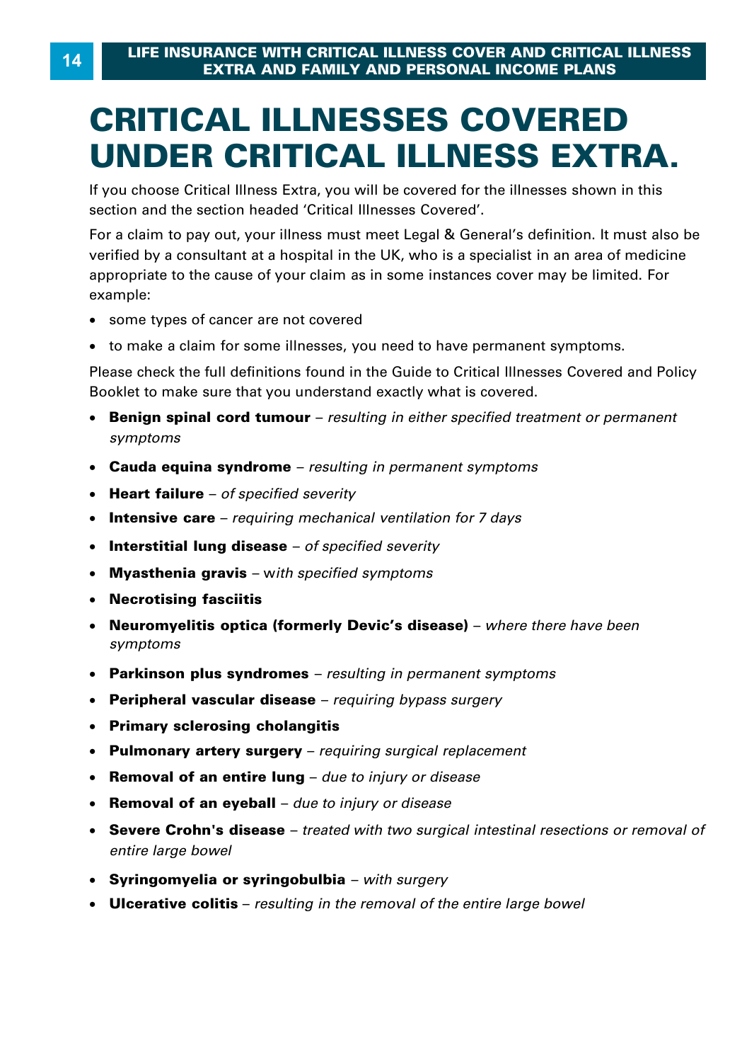# CRITICAL ILLNESSES COVERED UNDER CRITICAL ILLNESS EXTRA.

If you choose Critical Illness Extra, you will be covered for the illnesses shown in this section and the section headed 'Critical Illnesses Covered'.

For a claim to pay out, your illness must meet Legal & General's definition. It must also be verified by a consultant at a hospital in the UK, who is a specialist in an area of medicine appropriate to the cause of your claim as in some instances cover may be limited. For example:

- some types of cancer are not covered
- to make a claim for some illnesses, you need to have permanent symptoms.

Please check the full definitions found in the Guide to Critical Illnesses Covered and Policy Booklet to make sure that you understand exactly what is covered.

- **Benign spinal cord tumour** – *resulting in either specified treatment or permanent symptoms*
- **Cauda equina syndrome** – *resulting in permanent symptoms*
- **Heart failure** – *of specified severity*
- **Intensive care** – *requiring mechanical ventilation for 7 days*
- **Interstitial lung disease** – *of specified severity*
- **Myasthenia gravis** – w*ith specified symptoms*
- **Necrotising fasciitis**
- **Neuromyelitis optica (formerly Devic's disease)** – *where there have been symptoms*
- **Parkinson plus syndromes** – *resulting in permanent symptoms*
- **Peripheral vascular disease** – *requiring bypass surgery*
- **Primary sclerosing cholangitis**
- **Pulmonary artery surgery** – *requiring surgical replacement*
- **Removal of an entire lung** – *due to injury or disease*
- **Removal of an eyeball** – *due to injury or disease*
- **Severe Crohn's disease** – *treated with two surgical intestinal resections or removal of entire large bowel*
- **Syringomyelia or syringobulbia** – *with surgery*
- **Ulcerative colitis** – *resulting in the removal of the entire large bowel*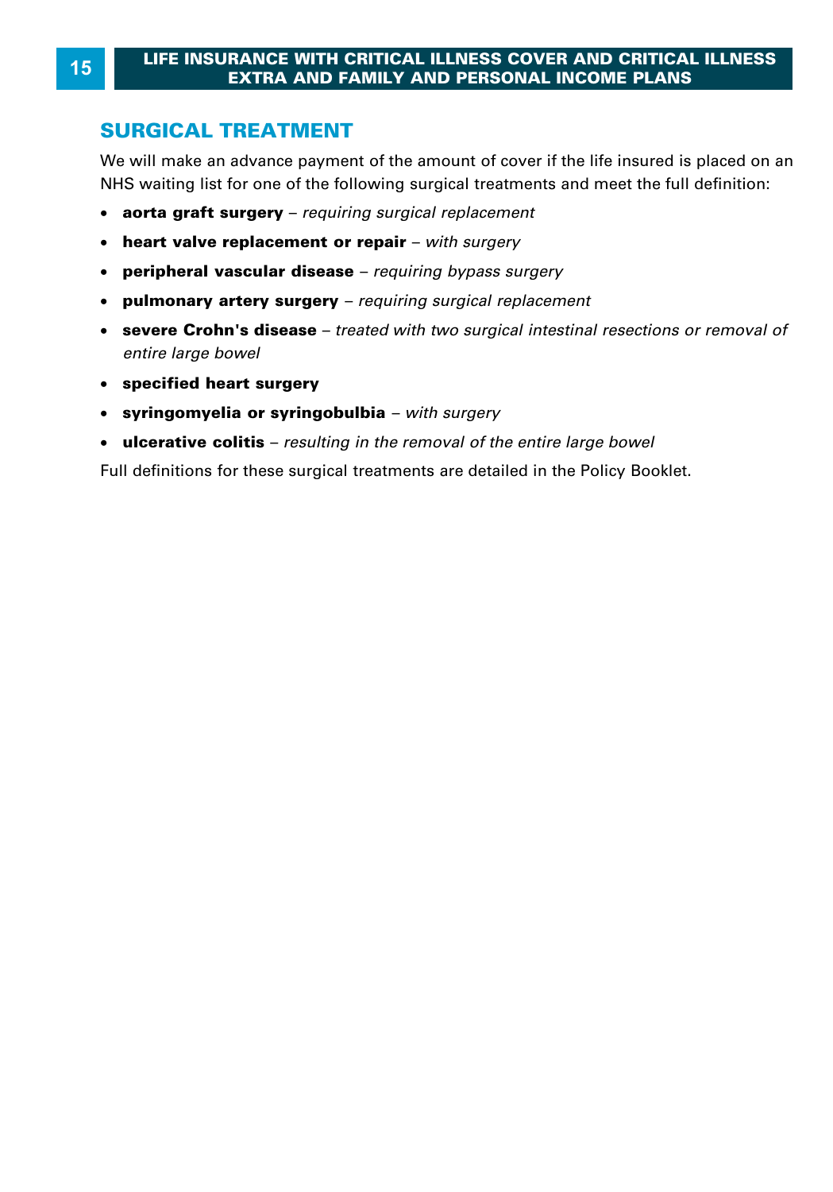## SURGICAL TREATMENT

We will make an advance payment of the amount of cover if the life insured is placed on an NHS waiting list for one of the following surgical treatments and meet the full definition:

- **aorta graft surgery** – *requiring surgical replacement*
- **heart valve replacement or repair** – *with surgery*
- **peripheral vascular disease** – *requiring bypass surgery*
- **pulmonary artery surgery** – *requiring surgical replacement*
- **severe Crohn's disease** – *treated with two surgical intestinal resections or removal of entire large bowel*
- **specified heart surgery**
- **syringomyelia or syringobulbia** – *with surgery*
- **ulcerative colitis** – *resulting in the removal of the entire large bowel*

Full definitions for these surgical treatments are detailed in the Policy Booklet.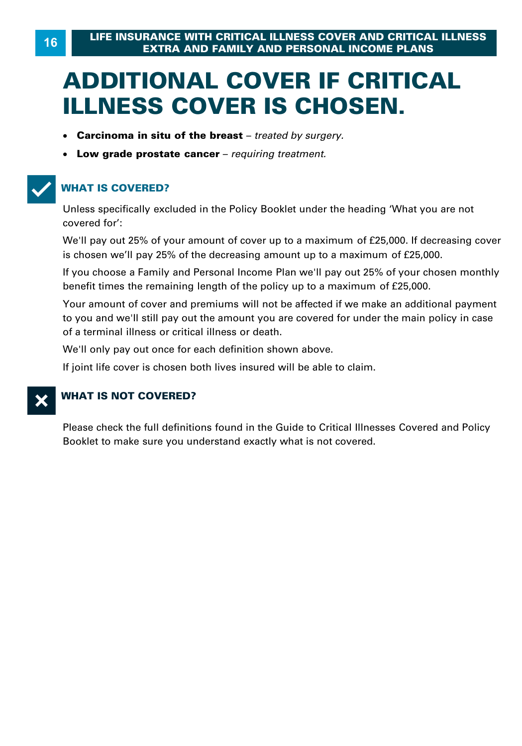# ADDITIONAL COVER IF CRITICAL ILLNESS COVER IS CHOSEN.

- **Carcinoma in situ of the breast** – *treated by surgery.*
- **Low grade prostate cancer** – *requiring treatment.*

## WHAT IS COVERED?

Unless specifically excluded in the Policy Booklet under the heading 'What you are not covered for':

We'll pay out 25% of your amount of cover up to a maximum of £25,000. If decreasing cover is chosen we'll pay 25% of the decreasing amount up to a maximum of £25,000.

If you choose a Family and Personal Income Plan we'll pay out 25% of your chosen monthly benefit times the remaining length of the policy up to a maximum of £25,000.

Your amount of cover and premiums will not be affected if we make an additional payment to you and we'll still pay out the amount you are covered for under the main policy in case of a terminal illness or critical illness or death.

We'll only pay out once for each definition shown above.

If joint life cover is chosen both lives insured will be able to claim.

## WHAT IS NOT COVERED?

Please check the full definitions found in the Guide to Critical Illnesses Covered and Policy Booklet to make sure you understand exactly what is not covered.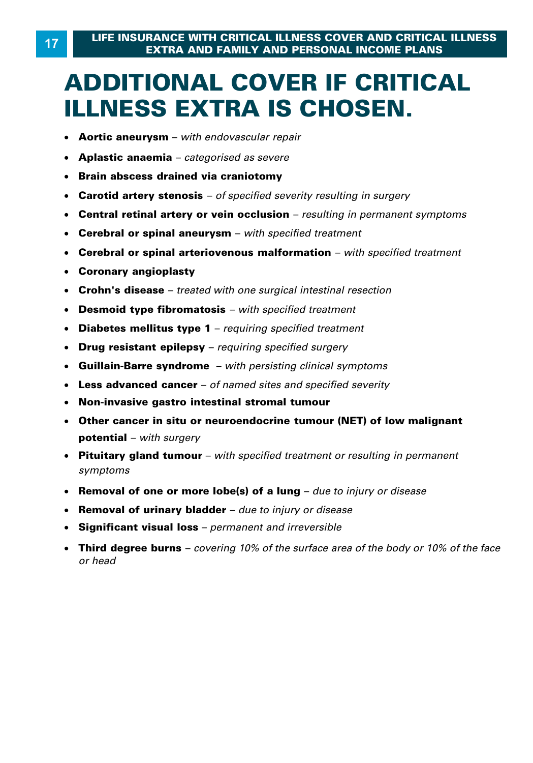# ADDITIONAL COVER IF CRITICAL ILLNESS EXTRA IS CHOSEN.

- **Aortic aneurysm** – *with endovascular repair*
- **Aplastic anaemia** – *categorised as severe*
- **Brain abscess drained via craniotomy**
- **Carotid artery stenosis** – *of specified severity resulting in surgery*
- **Central retinal artery or vein occlusion** – *resulting in permanent symptoms*
- **Cerebral or spinal aneurysm** – *with specified treatment*
- **Cerebral or spinal arteriovenous malformation** – *with specified treatment*
- **Coronary angioplasty**
- **Crohn's disease** – *treated with one surgical intestinal resection*
- **Desmoid type fibromatosis** – *with specified treatment*
- **Diabetes mellitus type 1** – *requiring specified treatment*
- **Drug resistant epilepsy** – *requiring specified surgery*
- **Guillain-Barre syndrome** – *with persisting clinical symptoms*
- **Less advanced cancer** – *of named sites and specified severity*
- **Non-invasive gastro intestinal stromal tumour**
- **Other cancer in situ or neuroendocrine tumour (NET) of low malignant potential** – *with surgery*
- **Pituitary gland tumour** – *with specified treatment or resulting in permanent symptoms*
- **Removal of one or more lobe(s) of a lung** – *due to injury or disease*
- **Removal of urinary bladder** – *due to injury or disease*
- **Significant visual loss** – *permanent and irreversible*
- **Third degree burns** – *covering 10% of the surface area of the body or 10% of the face or head*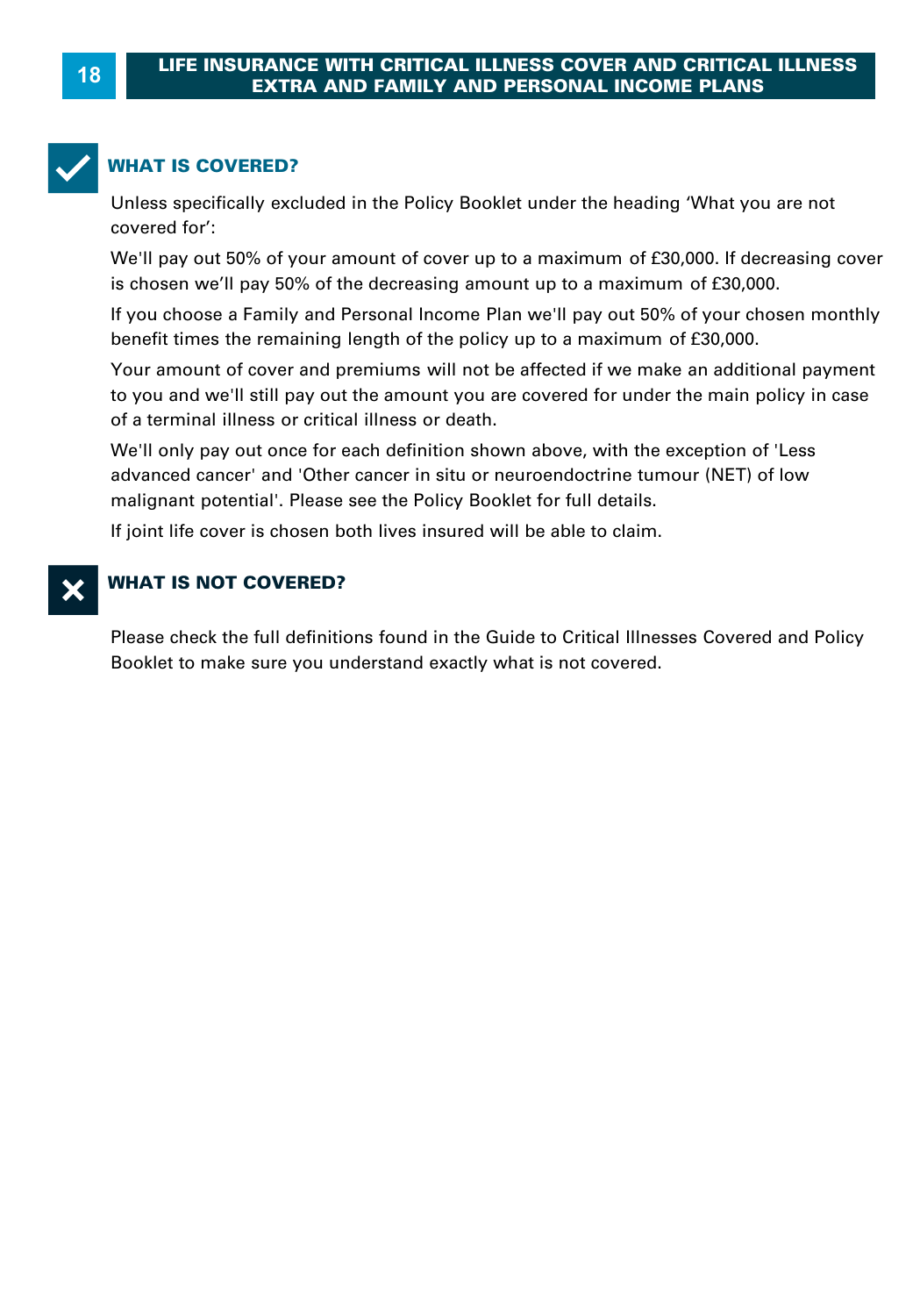## WHAT IS COVERED?

Unless specifically excluded in the Policy Booklet under the heading 'What you are not covered for':

We'll pay out 50% of your amount of cover up to a maximum of £30,000. If decreasing cover is chosen we'll pay 50% of the decreasing amount up to a maximum of £30,000.

If you choose a Family and Personal Income Plan we'll pay out 50% of your chosen monthly benefit times the remaining length of the policy up to a maximum of £30,000.

Your amount of cover and premiums will not be affected if we make an additional payment to you and we'll still pay out the amount you are covered for under the main policy in case of a terminal illness or critical illness or death.

We'll only pay out once for each definition shown above, with the exception of 'Less advanced cancer' and 'Other cancer in situ or neuroendocrine tumour (NET) of low malignant potential'. Please see the Policy Booklet for full details.

If joint life cover is chosen both lives insured will be able to claim.

## WHAT IS NOT COVERED?

Please check the full definitions found in the Guide to Critical Illnesses Covered and Policy Booklet to make sure you understand exactly what is not covered.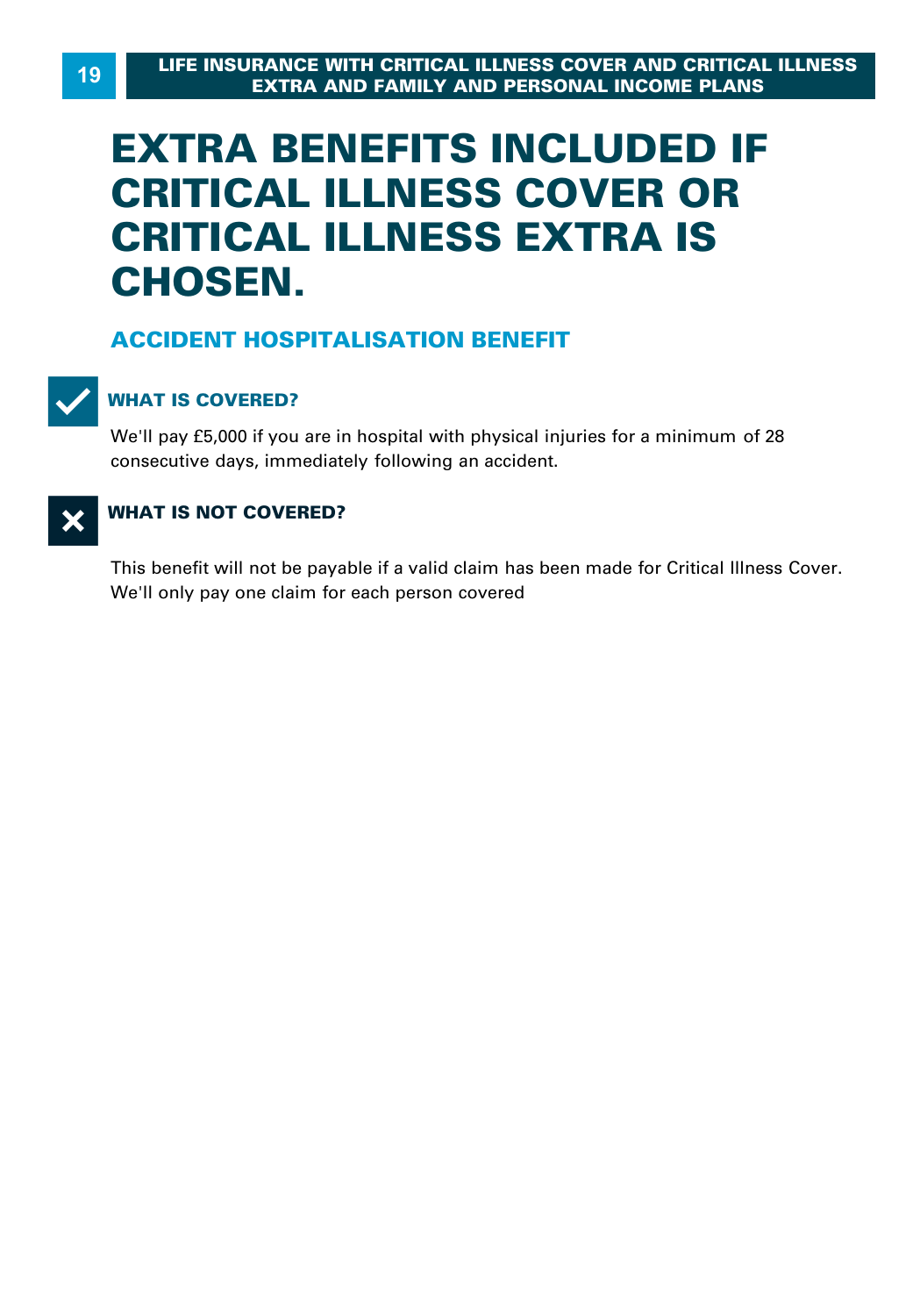# EXTRA BENEFITS INCLUDED IF CRITICAL ILLNESS COVER OR CRITICAL ILLNESS EXTRA IS CHOSEN.

## ACCIDENT HOSPITALISATION BENEFIT

### WHAT IS COVERED?

We'll pay £5,000 if you are in hospital with physical injuries for a minimum of 28 consecutive days, immediately following an accident.

### WHAT IS NOT COVERED?

This benefit will not be payable if a valid claim has been made for Critical Illness Cover. We'll only pay one claim for each person covered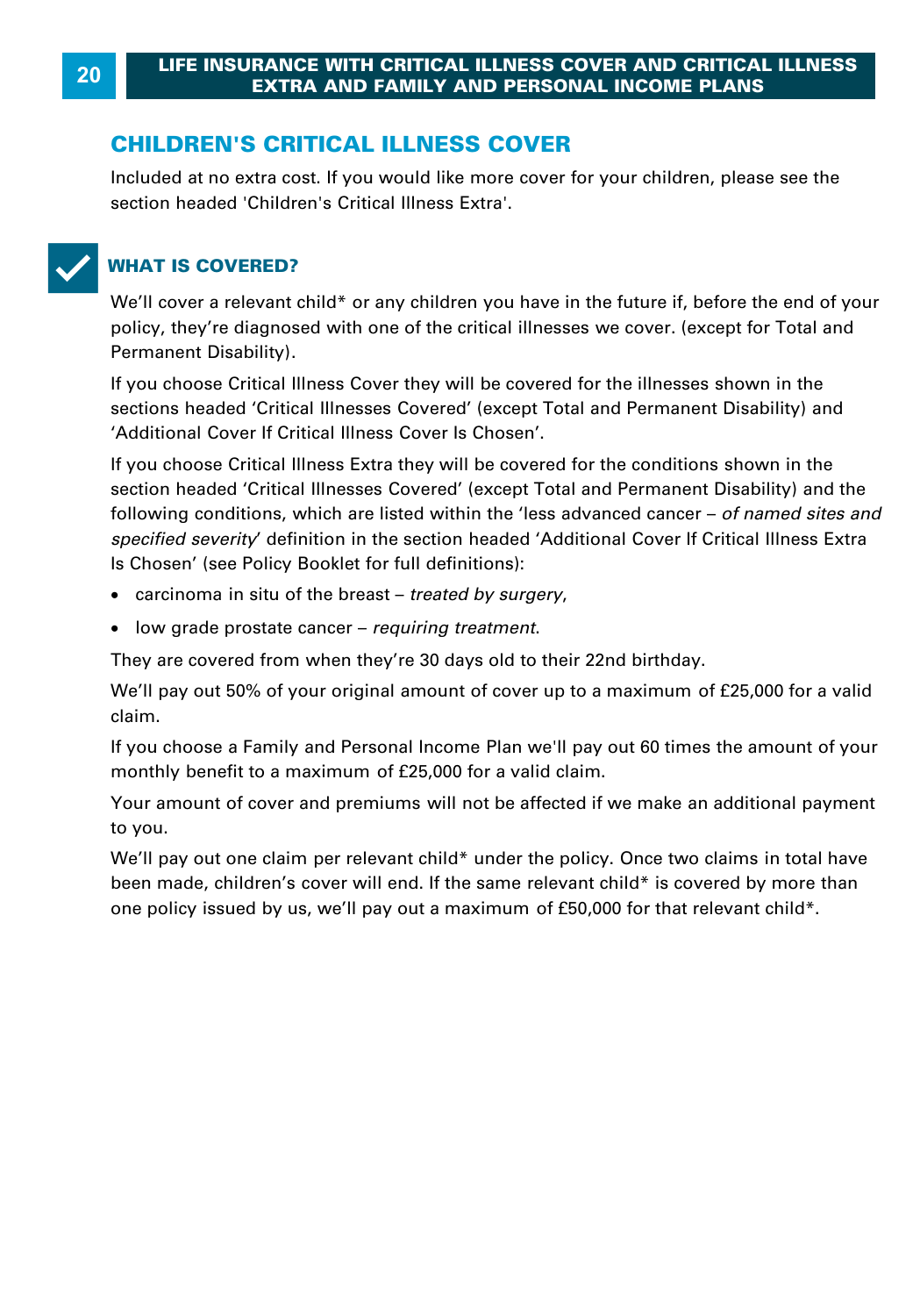## CHILDREN'S CRITICAL ILLNESS COVER

Included at no extra cost. If you would like more cover for your children, please see the section headed 'Children's Critical Illness Extra'.

### WHAT IS COVERED?

We'll cover a relevant child* or any children you have in the future if, before the end of your policy, they're diagnosed with one of the critical illnesses we cover. (except for Total and Permanent Disability).

If you choose Critical Illness Cover they will be covered for the illnesses shown in the sections headed 'Critical Illnesses Covered' (except Total and Permanent Disability) and 'Additional Cover If Critical Illness Cover Is Chosen'.

If you choose Critical Illness Extra they will be covered for the conditions shown in the section headed 'Critical Illnesses Covered' (except Total and Permanent Disability) and the following conditions, which are listed within the 'less advanced cancer – *of named sites and specified severity*' definition in the section headed 'Additional Cover If Critical Illness Extra Is Chosen' (see Policy Booklet for full definitions):

- carcinoma in situ of the breast – *treated by surgery*,
- low grade prostate cancer – *requiring treatment*.

They are covered from when they're 30 days old to their 22nd birthday.

We'll pay out 50% of your original amount of cover up to a maximum of £25,000 for a valid claim.

If you choose a Family and Personal Income Plan we'll pay out 60 times the amount of your monthly benefit to a maximum of £25,000 for a valid claim.

Your amount of cover and premiums will not be affected if we make an additional payment to you.

We'll pay out one claim per relevant child* under the policy. Once two claims in total have been made, children's cover will end. If the same relevant child* is covered by more than one policy issued by us, we'll pay out a maximum of £50,000 for that relevant child*.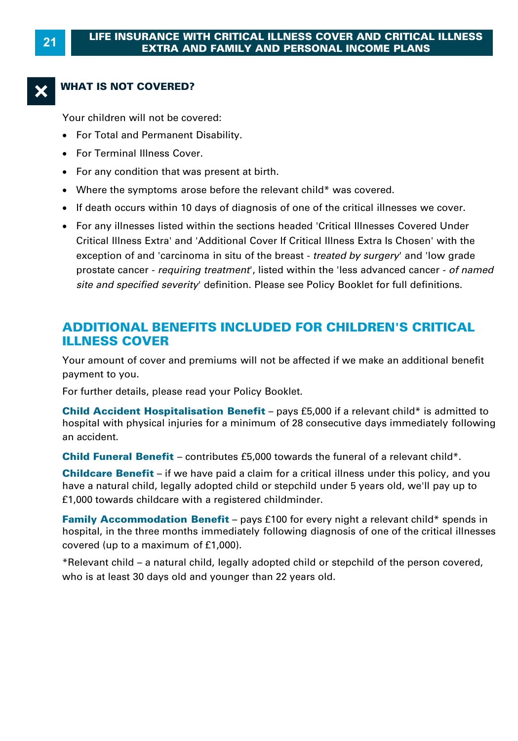## ✕ WHAT IS NOT COVERED?

Your children will not be covered:

- For Total and Permanent Disability.
- For Terminal Illness Cover.
- For any condition that was present at birth.
- Where the symptoms arose before the relevant child* was covered.
- If death occurs within 10 days of diagnosis of one of the critical illnesses we cover.
- For any illnesses listed within the sections headed 'Critical Illnesses Covered Under Critical Illness Extra' and 'Additional Cover If Critical Illness Extra Is Chosen' with the exception of and 'carcinoma in situ of the breast - *treated by surgery*' and 'low grade prostate cancer - *requiring treatment*', listed within the 'less advanced cancer - *of named site and specified severity*' definition. Please see Policy Booklet for full definitions.

## ADDITIONAL BENEFITS INCLUDED FOR CHILDREN'S CRITICAL ILLNESS COVER

Your amount of cover and premiums will not be affected if we make an additional benefit payment to you.

For further details, please read your Policy Booklet.

**Child Accident Hospitalisation Benefit** – pays £5,000 if a relevant child* is admitted to hospital with physical injuries for a minimum of 28 consecutive days immediately following an accident.

**Child Funeral Benefit** – contributes £5,000 towards the funeral of a relevant child*.

**Childcare Benefit** – if we have paid a claim for a critical illness under this policy, and you have a natural child, legally adopted child or stepchild under 5 years old, we'll pay up to £1,000 towards childcare with a registered childminder.

**Family Accommodation Benefit** – pays £100 for every night a relevant child* spends in hospital, in the three months immediately following diagnosis of one of the critical illnesses covered (up to a maximum of £1,000).

*Relevant child – a natural child, legally adopted child or stepchild of the person covered, who is at least 30 days old and younger than 22 years old.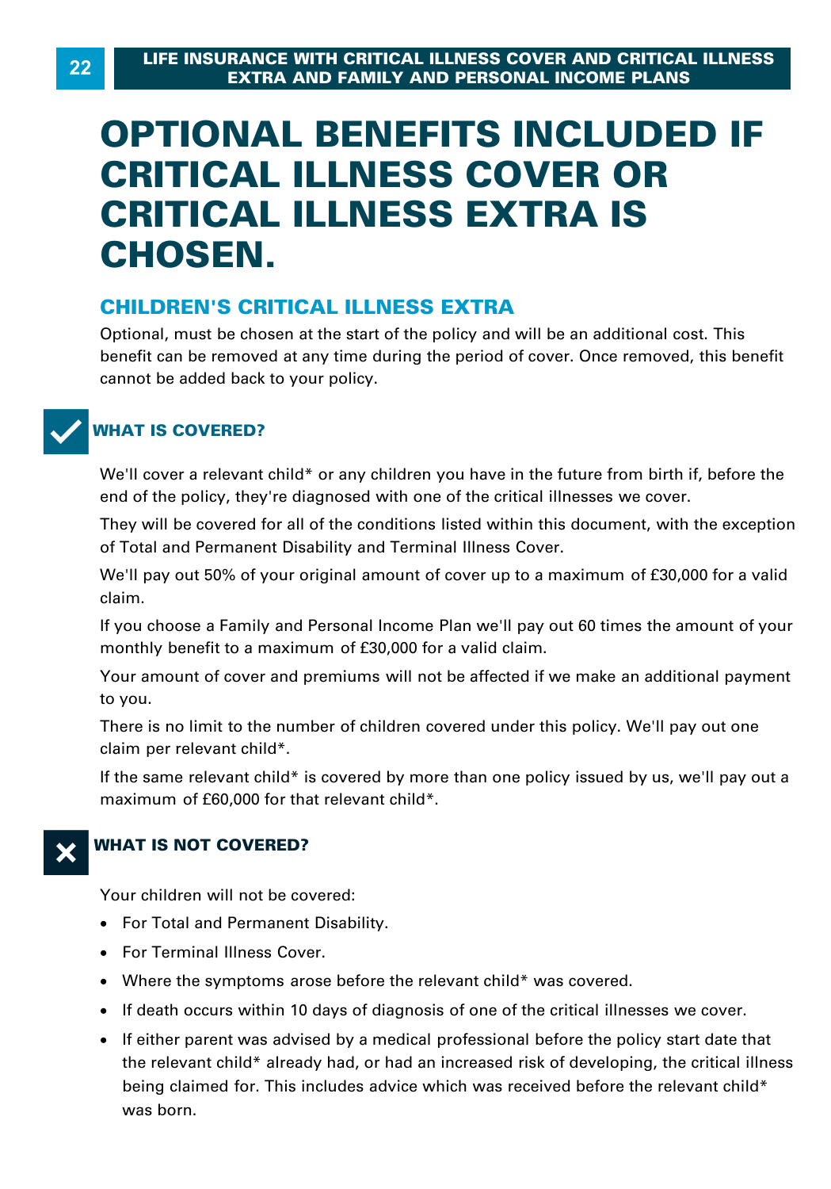# OPTIONAL BENEFITS INCLUDED IF CRITICAL ILLNESS COVER OR CRITICAL ILLNESS EXTRA IS CHOSEN.

## CHILDREN'S CRITICAL ILLNESS EXTRA

Optional, must be chosen at the start of the policy and will be an additional cost. This benefit can be removed at any time during the period of cover. Once removed, this benefit cannot be added back to your policy.

### WHAT IS COVERED?

We'll cover a relevant child* or any children you have in the future from birth if, before the end of the policy, they're diagnosed with one of the critical illnesses we cover.

They will be covered for all of the conditions listed within this document, with the exception of Total and Permanent Disability and Terminal Illness Cover.

We'll pay out 50% of your original amount of cover up to a maximum of £30,000 for a valid claim.

If you choose a Family and Personal Income Plan we'll pay out 60 times the amount of your monthly benefit to a maximum of £30,000 for a valid claim.

Your amount of cover and premiums will not be affected if we make an additional payment to you.

There is no limit to the number of children covered under this policy. We'll pay out one claim per relevant child*.

If the same relevant child* is covered by more than one policy issued by us, we'll pay out a maximum of £60,000 for that relevant child*.

### WHAT IS NOT COVERED?

Your children will not be covered:

- For Total and Permanent Disability.
- For Terminal Illness Cover.
- Where the symptoms arose before the relevant child* was covered.
- If death occurs within 10 days of diagnosis of one of the critical illnesses we cover.
- If either parent was advised by a medical professional before the policy start date that the relevant child* already had, or had an increased risk of developing, the critical illness being claimed for. This includes advice which was received before the relevant child* was born.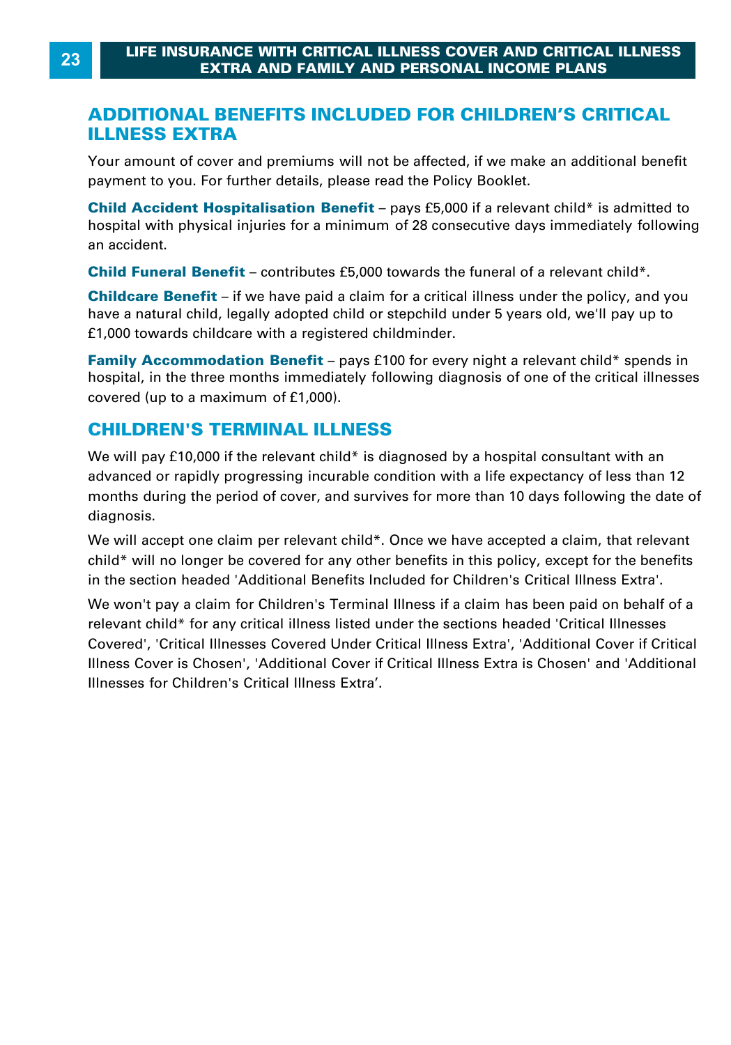## ADDITIONAL BENEFITS INCLUDED FOR CHILDREN'S CRITICAL ILLNESS EXTRA

Your amount of cover and premiums will not be affected, if we make an additional benefit payment to you. For further details, please read the Policy Booklet.

**Child Accident Hospitalisation Benefit** – pays £5,000 if a relevant child* is admitted to hospital with physical injuries for a minimum of 28 consecutive days immediately following an accident.

**Child Funeral Benefit** – contributes £5,000 towards the funeral of a relevant child*.

**Childcare Benefit** – if we have paid a claim for a critical illness under the policy, and you have a natural child, legally adopted child or stepchild under 5 years old, we'll pay up to £1,000 towards childcare with a registered childminder.

**Family Accommodation Benefit** – pays £100 for every night a relevant child* spends in hospital, in the three months immediately following diagnosis of one of the critical illnesses covered (up to a maximum of £1,000).

## CHILDREN'S TERMINAL ILLNESS

We will pay £10,000 if the relevant child* is diagnosed by a hospital consultant with an advanced or rapidly progressing incurable condition with a life expectancy of less than 12 months during the period of cover, and survives for more than 10 days following the date of diagnosis.

We will accept one claim per relevant child*. Once we have accepted a claim, that relevant child* will no longer be covered for any other benefits in this policy, except for the benefits in the section headed 'Additional Benefits Included for Children's Critical Illness Extra'.

We won't pay a claim for Children's Terminal Illness if a claim has been paid on behalf of a relevant child* for any critical illness listed under the sections headed 'Critical Illnesses Covered', 'Critical Illnesses Covered Under Critical Illness Extra', 'Additional Cover if Critical Illness Cover is Chosen', 'Additional Cover if Critical Illness Extra is Chosen' and 'Additional Illnesses for Children's Critical Illness Extra'.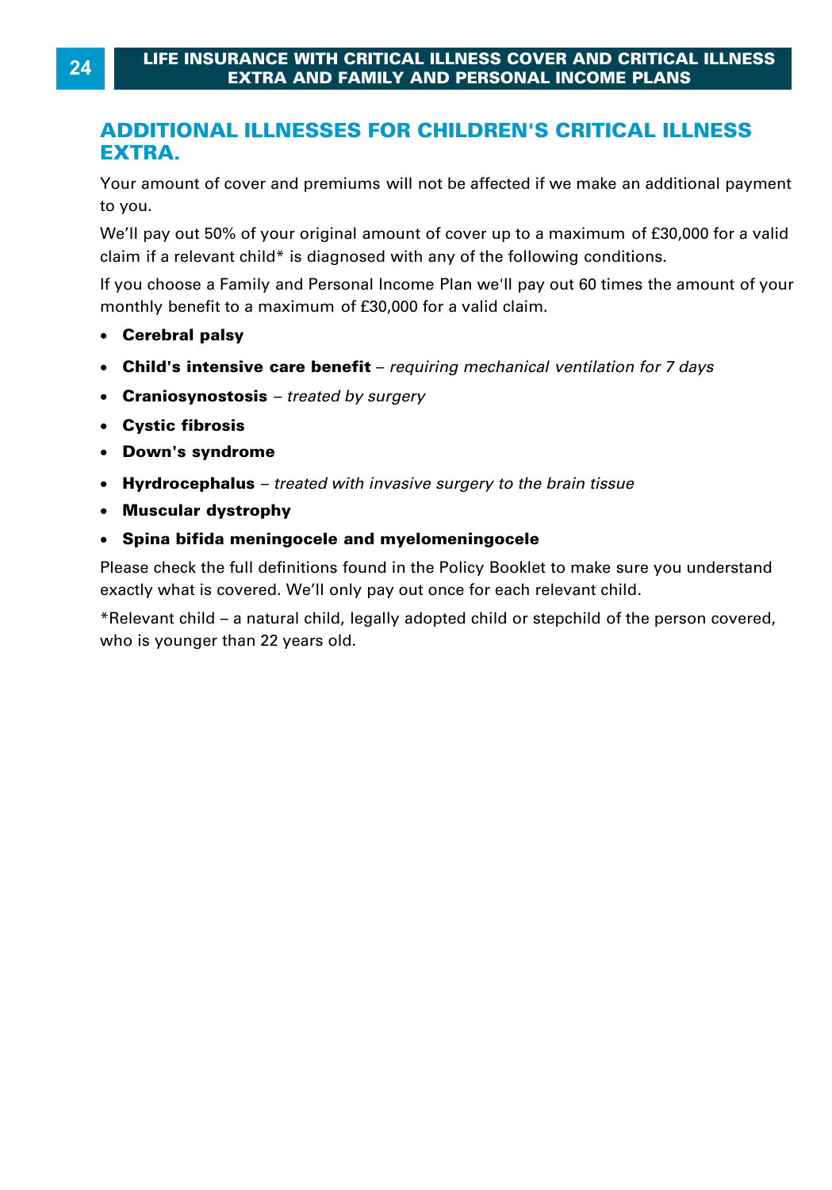## ADDITIONAL ILLNESSES FOR CHILDREN'S CRITICAL ILLNESS EXTRA.

Your amount of cover and premiums will not be affected if we make an additional payment to you.

We'll pay out 50% of your original amount of cover up to a maximum of £30,000 for a valid claim if a relevant child* is diagnosed with any of the following conditions.

If you choose a Family and Personal Income Plan we'll pay out 60 times the amount of your monthly benefit to a maximum of £30,000 for a valid claim.

- **Cerebral palsy**
- **Child's intensive care benefit** – *requiring mechanical ventilation for 7 days*
- **Craniosynostosis** – *treated by surgery*
- **Cystic fibrosis**
- **Down's syndrome**
- **Hyrdrocephalus** – *treated with invasive surgery to the brain tissue*
- **Muscular dystrophy**
- **Spina bifida meningocele and myelomeningocele**

Please check the full definitions found in the Policy Booklet to make sure you understand exactly what is covered. We'll only pay out once for each relevant child.

*Relevant child – a natural child, legally adopted child or stepchild of the person covered, who is younger than 22 years old.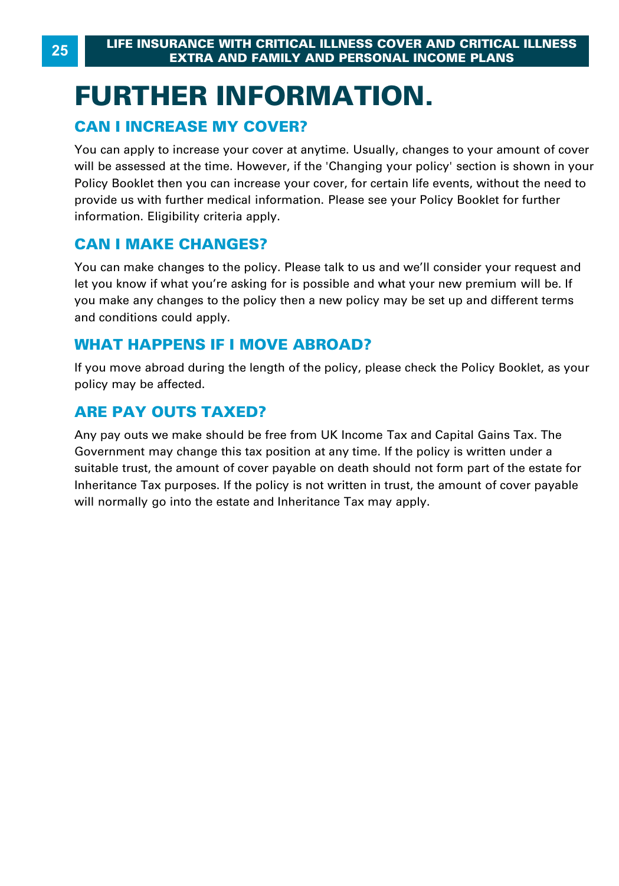# FURTHER INFORMATION.

## CAN I INCREASE MY COVER?

You can apply to increase your cover at anytime. Usually, changes to your amount of cover will be assessed at the time. However, if the 'Changing your policy' section is shown in your Policy Booklet then you can increase your cover, for certain life events, without the need to provide us with further medical information. Please see your Policy Booklet for further information. Eligibility criteria apply.

## CAN I MAKE CHANGES?

You can make changes to the policy. Please talk to us and we'll consider your request and let you know if what you're asking for is possible and what your new premium will be. If you make any changes to the policy then a new policy may be set up and different terms and conditions could apply.

## WHAT HAPPENS IF I MOVE ABROAD?

If you move abroad during the length of the policy, please check the Policy Booklet, as your policy may be affected.

## ARE PAY OUTS TAXED?

Any pay outs we make should be free from UK Income Tax and Capital Gains Tax. The Government may change this tax position at any time. If the policy is written under a suitable trust, the amount of cover payable on death should not form part of the estate for Inheritance Tax purposes. If the policy is not written in trust, the amount of cover payable will normally go into the estate and Inheritance Tax may apply.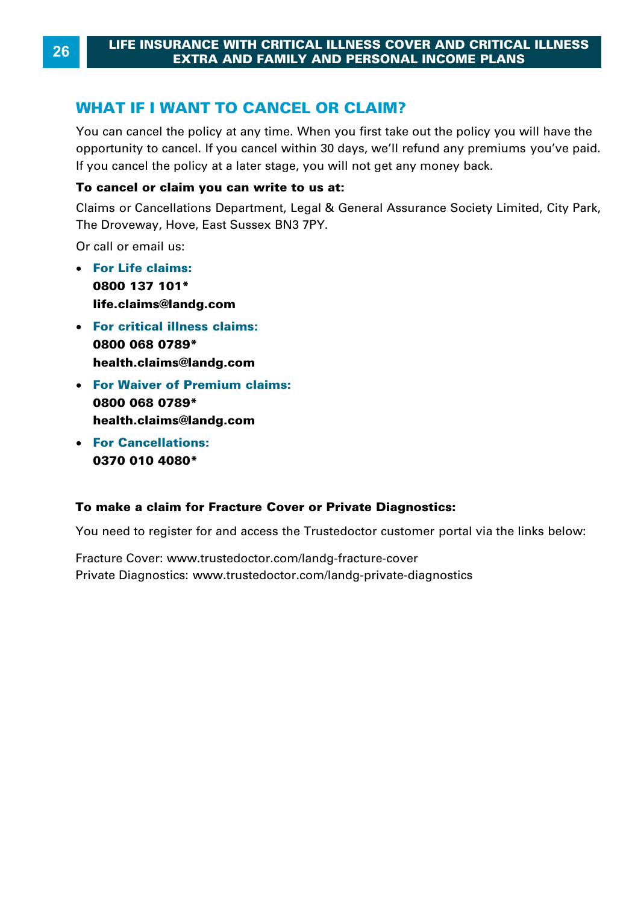## WHAT IF I WANT TO CANCEL OR CLAIM?

You can cancel the policy at any time. When you first take out the policy you will have the opportunity to cancel. If you cancel within 30 days, we'll refund any premiums you've paid. If you cancel the policy at a later stage, you will not get any money back.

**To cancel or claim you can write to us at:**

Claims or Cancellations Department, Legal & General Assurance Society Limited, City Park, The Droveway, Hove, East Sussex BN3 7PY.

Or call or email us:

- **For Life claims:**
  **0800 137 101***
  **life.claims@landg.com**
- **For critical illness claims:**
  **0800 068 0789***
  **health.claims@landg.com**
- **For Waiver of Premium claims:**
  **0800 068 0789***
  **health.claims@landg.com**
- **For Cancellations:**
  **0370 010 4080***

**To make a claim for Fracture Cover or Private Diagnostics:**

You need to register for and access the Trustedoctor customer portal via the links below:

Fracture Cover: www.trustedoctor.com/landg-fracture-cover
Private Diagnostics: www.trustedoctor.com/landg-private-diagnostics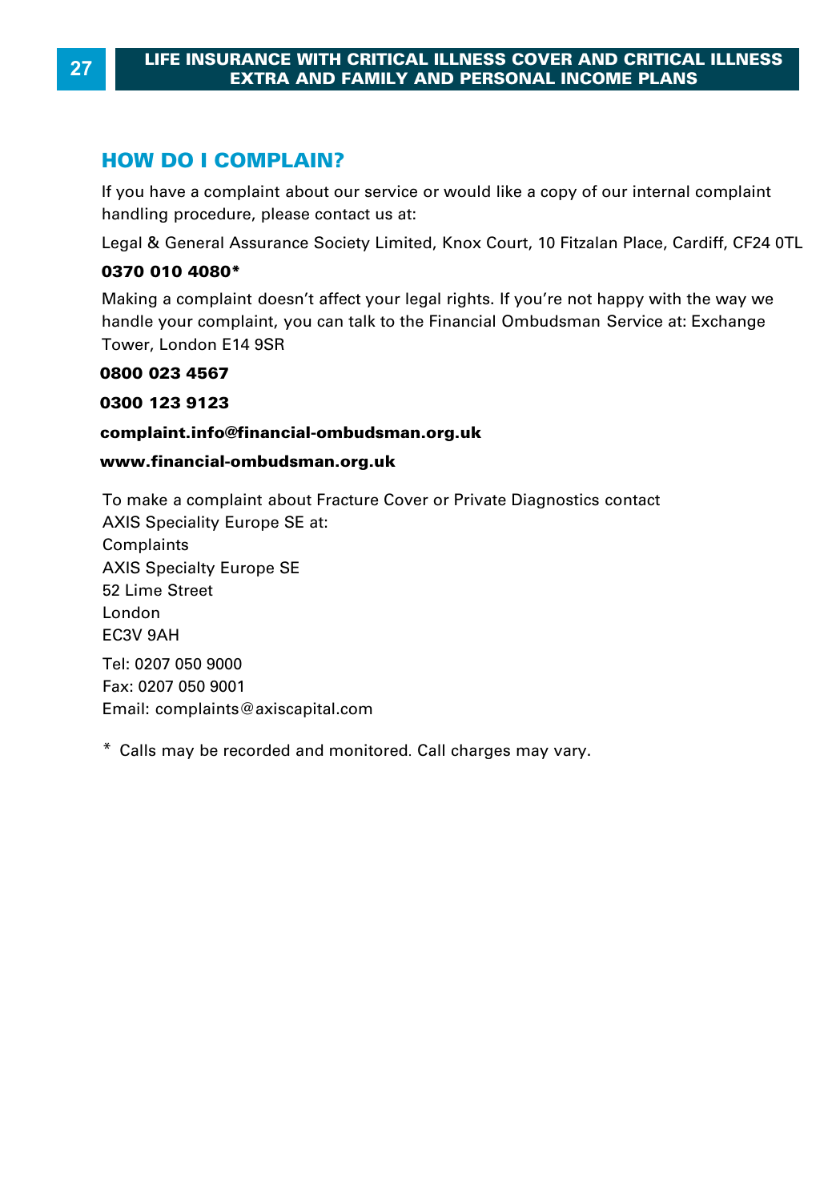## HOW DO I COMPLAIN?

If you have a complaint about our service or would like a copy of our internal complaint handling procedure, please contact us at:

Legal & General Assurance Society Limited, Knox Court, 10 Fitzalan Place, Cardiff, CF24 0TL

**0370 010 4080***

Making a complaint doesn't affect your legal rights. If you're not happy with the way we handle your complaint, you can talk to the Financial Ombudsman Service at: Exchange Tower, London E14 9SR

**0800 023 4567**

**0300 123 9123**

**complaint.info@financial-ombudsman.org.uk**

**www.financial-ombudsman.org.uk**

To make a complaint about Fracture Cover or Private Diagnostics contact AXIS Speciality Europe SE at:
Complaints
AXIS Specialty Europe SE
52 Lime Street
London
EC3V 9AH

Tel: 0207 050 9000
Fax: 0207 050 9001
Email: complaints@axiscapital.com

* Calls may be recorded and monitored. Call charges may vary.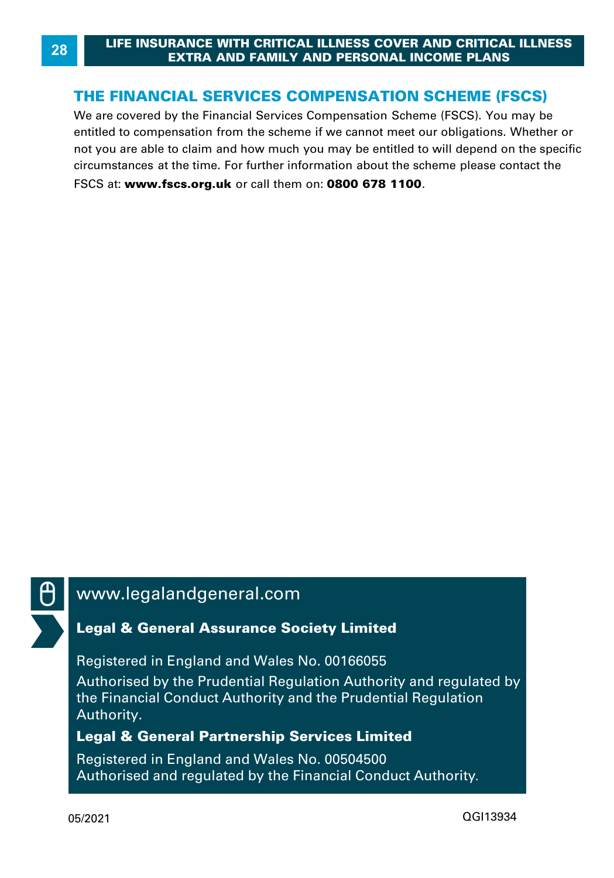## THE FINANCIAL SERVICES COMPENSATION SCHEME (FSCS)

We are covered by the Financial Services Compensation Scheme (FSCS). You may be entitled to compensation from the scheme if we cannot meet our obligations. Whether or not you are able to claim and how much you may be entitled to will depend on the specific circumstances at the time. For further information about the scheme please contact the FSCS at: **www.fscs.org.uk** or call them on: **0800 678 1100**.

www.legalandgeneral.com

**Legal & General Assurance Society Limited**

Registered in England and Wales No. 00166055

Authorised by the Prudential Regulation Authority and regulated by the Financial Conduct Authority and the Prudential Regulation Authority.

**Legal & General Partnership Services Limited**

Registered in England and Wales No. 00504500

Authorised and regulated by the Financial Conduct Authority.

05/2021

QGI13934